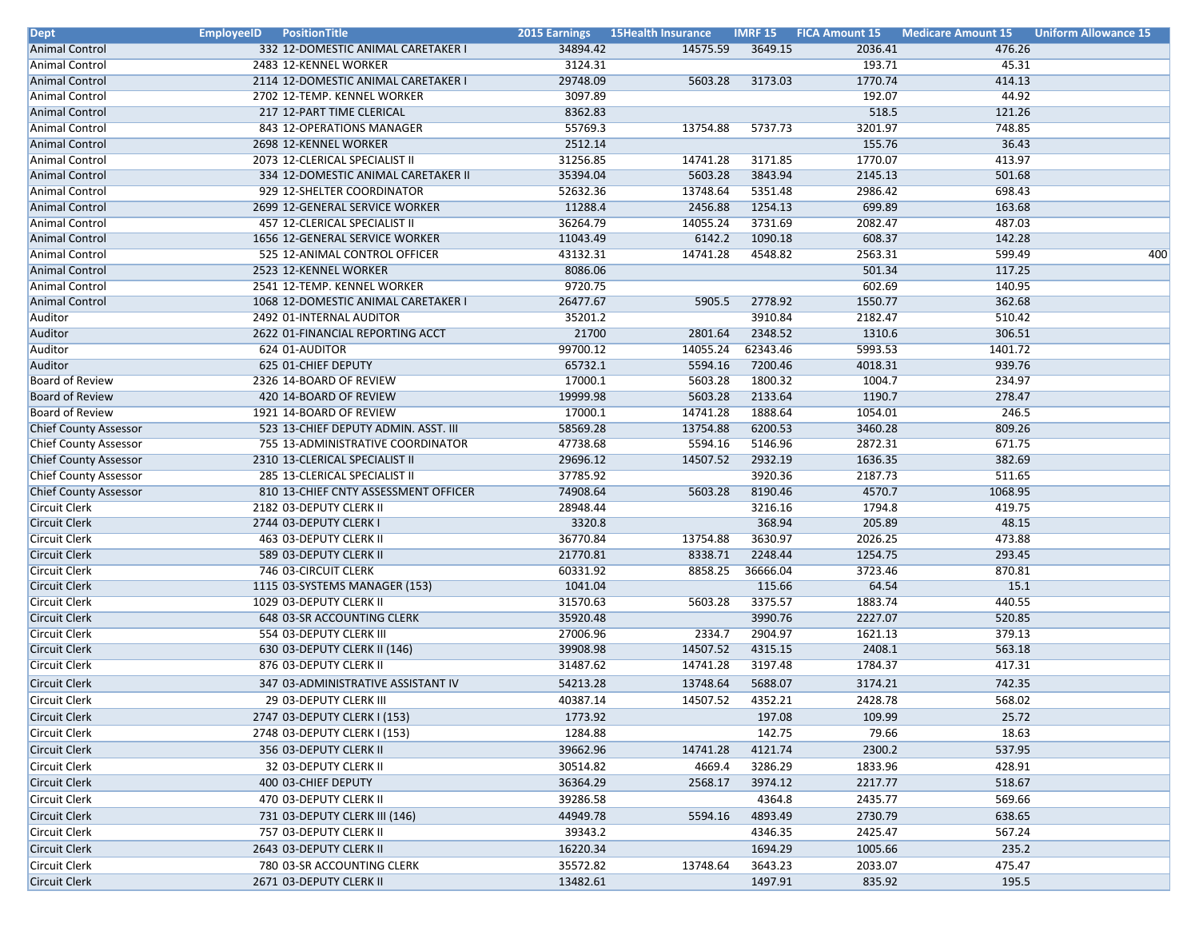| Dept | EmployeeID | PositionTitle | 2015 Earnings | 15Health Insurance | IMRF 15 | FICA Amount 15 | Medicare Amount 15 | Uniform Allowance 15 |
|---|---|---|---|---|---|---|---|---|
| Animal Control | 332 | 12-DOMESTIC ANIMAL CARETAKER I | 34894.42 | 14575.59 | 3649.15 | 2036.41 | 476.26 | |
| Animal Control | 2483 | 12-KENNEL WORKER | 3124.31 | | | 193.71 | 45.31 | |
| Animal Control | 2114 | 12-DOMESTIC ANIMAL CARETAKER I | 29748.09 | 5603.28 | 3173.03 | 1770.74 | 414.13 | |
| Animal Control | 2702 | 12-TEMP. KENNEL WORKER | 3097.89 | | | 192.07 | 44.92 | |
| Animal Control | 217 | 12-PART TIME CLERICAL | 8362.83 | | | 518.5 | 121.26 | |
| Animal Control | 843 | 12-OPERATIONS MANAGER | 55769.3 | 13754.88 | 5737.73 | 3201.97 | 748.85 | |
| Animal Control | 2698 | 12-KENNEL WORKER | 2512.14 | | | 155.76 | 36.43 | |
| Animal Control | 2073 | 12-CLERICAL SPECIALIST II | 31256.85 | 14741.28 | 3171.85 | 1770.07 | 413.97 | |
| Animal Control | 334 | 12-DOMESTIC ANIMAL CARETAKER II | 35394.04 | 5603.28 | 3843.94 | 2145.13 | 501.68 | |
| Animal Control | 929 | 12-SHELTER COORDINATOR | 52632.36 | 13748.64 | 5351.48 | 2986.42 | 698.43 | |
| Animal Control | 2699 | 12-GENERAL SERVICE WORKER | 11288.4 | 2456.88 | 1254.13 | 699.89 | 163.68 | |
| Animal Control | 457 | 12-CLERICAL SPECIALIST II | 36264.79 | 14055.24 | 3731.69 | 2082.47 | 487.03 | |
| Animal Control | 1656 | 12-GENERAL SERVICE WORKER | 11043.49 | 6142.2 | 1090.18 | 608.37 | 142.28 | |
| Animal Control | 525 | 12-ANIMAL CONTROL OFFICER | 43132.31 | 14741.28 | 4548.82 | 2563.31 | 599.49 | 400 |
| Animal Control | 2523 | 12-KENNEL WORKER | 8086.06 | | | 501.34 | 117.25 | |
| Animal Control | 2541 | 12-TEMP. KENNEL WORKER | 9720.75 | | | 602.69 | 140.95 | |
| Animal Control | 1068 | 12-DOMESTIC ANIMAL CARETAKER I | 26477.67 | 5905.5 | 2778.92 | 1550.77 | 362.68 | |
| Auditor | 2492 | 01-INTERNAL AUDITOR | 35201.2 | | 3910.84 | 2182.47 | 510.42 | |
| Auditor | 2622 | 01-FINANCIAL REPORTING ACCT | 21700 | 2801.64 | 2348.52 | 1310.6 | 306.51 | |
| Auditor | 624 | 01-AUDITOR | 99700.12 | 14055.24 | 62343.46 | 5993.53 | 1401.72 | |
| Auditor | 625 | 01-CHIEF DEPUTY | 65732.1 | 5594.16 | 7200.46 | 4018.31 | 939.76 | |
| Board of Review | 2326 | 14-BOARD OF REVIEW | 17000.1 | 5603.28 | 1800.32 | 1004.7 | 234.97 | |
| Board of Review | 420 | 14-BOARD OF REVIEW | 19999.98 | 5603.28 | 2133.64 | 1190.7 | 278.47 | |
| Board of Review | 1921 | 14-BOARD OF REVIEW | 17000.1 | 14741.28 | 1888.64 | 1054.01 | 246.5 | |
| Chief County Assessor | 523 | 13-CHIEF DEPUTY ADMIN. ASST. III | 58569.28 | 13754.88 | 6200.53 | 3460.28 | 809.26 | |
| Chief County Assessor | 755 | 13-ADMINISTRATIVE COORDINATOR | 47738.68 | 5594.16 | 5146.96 | 2872.31 | 671.75 | |
| Chief County Assessor | 2310 | 13-CLERICAL SPECIALIST II | 29696.12 | 14507.52 | 2932.19 | 1636.35 | 382.69 | |
| Chief County Assessor | 285 | 13-CLERICAL SPECIALIST II | 37785.92 | | 3920.36 | 2187.73 | 511.65 | |
| Chief County Assessor | 810 | 13-CHIEF CNTY ASSESSMENT OFFICER | 74908.64 | 5603.28 | 8190.46 | 4570.7 | 1068.95 | |
| Circuit Clerk | 2182 | 03-DEPUTY CLERK II | 28948.44 | | 3216.16 | 1794.8 | 419.75 | |
| Circuit Clerk | 2744 | 03-DEPUTY CLERK I | 3320.8 | | 368.94 | 205.89 | 48.15 | |
| Circuit Clerk | 463 | 03-DEPUTY CLERK II | 36770.84 | 13754.88 | 3630.97 | 2026.25 | 473.88 | |
| Circuit Clerk | 589 | 03-DEPUTY CLERK II | 21770.81 | 8338.71 | 2248.44 | 1254.75 | 293.45 | |
| Circuit Clerk | 746 | 03-CIRCUIT CLERK | 60331.92 | 8858.25 | 36666.04 | 3723.46 | 870.81 | |
| Circuit Clerk | 1115 | 03-SYSTEMS MANAGER (153) | 1041.04 | | 115.66 | 64.54 | 15.1 | |
| Circuit Clerk | 1029 | 03-DEPUTY CLERK II | 31570.63 | 5603.28 | 3375.57 | 1883.74 | 440.55 | |
| Circuit Clerk | 648 | 03-SR ACCOUNTING CLERK | 35920.48 | | 3990.76 | 2227.07 | 520.85 | |
| Circuit Clerk | 554 | 03-DEPUTY CLERK III | 27006.96 | 2334.7 | 2904.97 | 1621.13 | 379.13 | |
| Circuit Clerk | 630 | 03-DEPUTY CLERK II (146) | 39908.98 | 14507.52 | 4315.15 | 2408.1 | 563.18 | |
| Circuit Clerk | 876 | 03-DEPUTY CLERK II | 31487.62 | 14741.28 | 3197.48 | 1784.37 | 417.31 | |
| Circuit Clerk | 347 | 03-ADMINISTRATIVE ASSISTANT IV | 54213.28 | 13748.64 | 5688.07 | 3174.21 | 742.35 | |
| Circuit Clerk | 29 | 03-DEPUTY CLERK III | 40387.14 | 14507.52 | 4352.21 | 2428.78 | 568.02 | |
| Circuit Clerk | 2747 | 03-DEPUTY CLERK I (153) | 1773.92 | | 197.08 | 109.99 | 25.72 | |
| Circuit Clerk | 2748 | 03-DEPUTY CLERK I (153) | 1284.88 | | 142.75 | 79.66 | 18.63 | |
| Circuit Clerk | 356 | 03-DEPUTY CLERK II | 39662.96 | 14741.28 | 4121.74 | 2300.2 | 537.95 | |
| Circuit Clerk | 32 | 03-DEPUTY CLERK II | 30514.82 | 4669.4 | 3286.29 | 1833.96 | 428.91 | |
| Circuit Clerk | 400 | 03-CHIEF DEPUTY | 36364.29 | 2568.17 | 3974.12 | 2217.77 | 518.67 | |
| Circuit Clerk | 470 | 03-DEPUTY CLERK II | 39286.58 | | 4364.8 | 2435.77 | 569.66 | |
| Circuit Clerk | 731 | 03-DEPUTY CLERK III (146) | 44949.78 | 5594.16 | 4893.49 | 2730.79 | 638.65 | |
| Circuit Clerk | 757 | 03-DEPUTY CLERK II | 39343.2 | | 4346.35 | 2425.47 | 567.24 | |
| Circuit Clerk | 2643 | 03-DEPUTY CLERK II | 16220.34 | | 1694.29 | 1005.66 | 235.2 | |
| Circuit Clerk | 780 | 03-SR ACCOUNTING CLERK | 35572.82 | 13748.64 | 3643.23 | 2033.07 | 475.47 | |
| Circuit Clerk | 2671 | 03-DEPUTY CLERK II | 13482.61 | | 1497.91 | 835.92 | 195.5 | |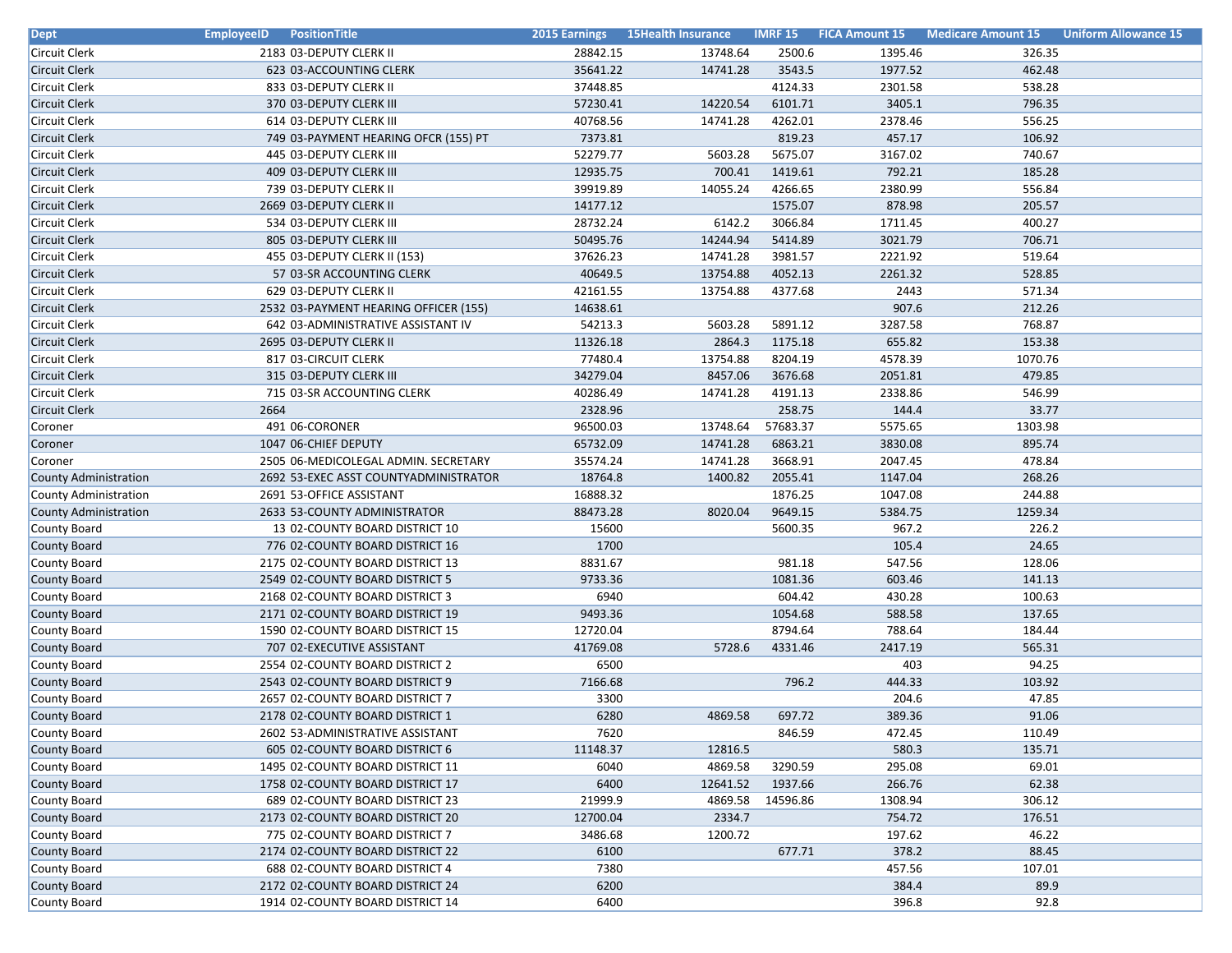| Dept | EmployeeID | PositionTitle | 2015 Earnings | 15Health Insurance | IMRF 15 | FICA Amount 15 | Medicare Amount 15 | Uniform Allowance 15 |
|---|---|---|---|---|---|---|---|---|
| Circuit Clerk | 2183 | 03-DEPUTY CLERK II | 28842.15 | 13748.64 | 2500.6 | 1395.46 | 326.35 | |
| Circuit Clerk | 623 | 03-ACCOUNTING CLERK | 35641.22 | 14741.28 | 3543.5 | 1977.52 | 462.48 | |
| Circuit Clerk | 833 | 03-DEPUTY CLERK II | 37448.85 | | 4124.33 | 2301.58 | 538.28 | |
| Circuit Clerk | 370 | 03-DEPUTY CLERK III | 57230.41 | 14220.54 | 6101.71 | 3405.1 | 796.35 | |
| Circuit Clerk | 614 | 03-DEPUTY CLERK III | 40768.56 | 14741.28 | 4262.01 | 2378.46 | 556.25 | |
| Circuit Clerk | 749 | 03-PAYMENT HEARING OFCR (155) PT | 7373.81 | | 819.23 | 457.17 | 106.92 | |
| Circuit Clerk | 445 | 03-DEPUTY CLERK III | 52279.77 | 5603.28 | 5675.07 | 3167.02 | 740.67 | |
| Circuit Clerk | 409 | 03-DEPUTY CLERK III | 12935.75 | 700.41 | 1419.61 | 792.21 | 185.28 | |
| Circuit Clerk | 739 | 03-DEPUTY CLERK II | 39919.89 | 14055.24 | 4266.65 | 2380.99 | 556.84 | |
| Circuit Clerk | 2669 | 03-DEPUTY CLERK II | 14177.12 | | 1575.07 | 878.98 | 205.57 | |
| Circuit Clerk | 534 | 03-DEPUTY CLERK III | 28732.24 | 6142.2 | 3066.84 | 1711.45 | 400.27 | |
| Circuit Clerk | 805 | 03-DEPUTY CLERK III | 50495.76 | 14244.94 | 5414.89 | 3021.79 | 706.71 | |
| Circuit Clerk | 455 | 03-DEPUTY CLERK II (153) | 37626.23 | 14741.28 | 3981.57 | 2221.92 | 519.64 | |
| Circuit Clerk | 57 | 03-SR ACCOUNTING CLERK | 40649.5 | 13754.88 | 4052.13 | 2261.32 | 528.85 | |
| Circuit Clerk | 629 | 03-DEPUTY CLERK II | 42161.55 | 13754.88 | 4377.68 | 2443 | 571.34 | |
| Circuit Clerk | 2532 | 03-PAYMENT HEARING OFFICER (155) | 14638.61 | | | 907.6 | 212.26 | |
| Circuit Clerk | 642 | 03-ADMINISTRATIVE ASSISTANT IV | 54213.3 | 5603.28 | 5891.12 | 3287.58 | 768.87 | |
| Circuit Clerk | 2695 | 03-DEPUTY CLERK II | 11326.18 | 2864.3 | 1175.18 | 655.82 | 153.38 | |
| Circuit Clerk | 817 | 03-CIRCUIT CLERK | 77480.4 | 13754.88 | 8204.19 | 4578.39 | 1070.76 | |
| Circuit Clerk | 315 | 03-DEPUTY CLERK III | 34279.04 | 8457.06 | 3676.68 | 2051.81 | 479.85 | |
| Circuit Clerk | 715 | 03-SR ACCOUNTING CLERK | 40286.49 | 14741.28 | 4191.13 | 2338.86 | 546.99 | |
| Circuit Clerk | 2664 | | 2328.96 | | 258.75 | 144.4 | 33.77 | |
| Coroner | 491 | 06-CORONER | 96500.03 | 13748.64 | 57683.37 | 5575.65 | 1303.98 | |
| Coroner | 1047 | 06-CHIEF DEPUTY | 65732.09 | 14741.28 | 6863.21 | 3830.08 | 895.74 | |
| Coroner | 2505 | 06-MEDICOLEGAL ADMIN. SECRETARY | 35574.24 | 14741.28 | 3668.91 | 2047.45 | 478.84 | |
| County Administration | 2692 | 53-EXEC ASST COUNTYADMINISTRATOR | 18764.8 | 1400.82 | 2055.41 | 1147.04 | 268.26 | |
| County Administration | 2691 | 53-OFFICE ASSISTANT | 16888.32 | | 1876.25 | 1047.08 | 244.88 | |
| County Administration | 2633 | 53-COUNTY ADMINISTRATOR | 88473.28 | 8020.04 | 9649.15 | 5384.75 | 1259.34 | |
| County Board | 13 | 02-COUNTY BOARD DISTRICT 10 | 15600 | | 5600.35 | 967.2 | 226.2 | |
| County Board | 776 | 02-COUNTY BOARD DISTRICT 16 | 1700 | | | 105.4 | 24.65 | |
| County Board | 2175 | 02-COUNTY BOARD DISTRICT 13 | 8831.67 | | 981.18 | 547.56 | 128.06 | |
| County Board | 2549 | 02-COUNTY BOARD DISTRICT 5 | 9733.36 | | 1081.36 | 603.46 | 141.13 | |
| County Board | 2168 | 02-COUNTY BOARD DISTRICT 3 | 6940 | | 604.42 | 430.28 | 100.63 | |
| County Board | 2171 | 02-COUNTY BOARD DISTRICT 19 | 9493.36 | | 1054.68 | 588.58 | 137.65 | |
| County Board | 1590 | 02-COUNTY BOARD DISTRICT 15 | 12720.04 | | 8794.64 | 788.64 | 184.44 | |
| County Board | 707 | 02-EXECUTIVE ASSISTANT | 41769.08 | 5728.6 | 4331.46 | 2417.19 | 565.31 | |
| County Board | 2554 | 02-COUNTY BOARD DISTRICT 2 | 6500 | | | 403 | 94.25 | |
| County Board | 2543 | 02-COUNTY BOARD DISTRICT 9 | 7166.68 | | 796.2 | 444.33 | 103.92 | |
| County Board | 2657 | 02-COUNTY BOARD DISTRICT 7 | 3300 | | | 204.6 | 47.85 | |
| County Board | 2178 | 02-COUNTY BOARD DISTRICT 1 | 6280 | 4869.58 | 697.72 | 389.36 | 91.06 | |
| County Board | 2602 | 53-ADMINISTRATIVE ASSISTANT | 7620 | | 846.59 | 472.45 | 110.49 | |
| County Board | 605 | 02-COUNTY BOARD DISTRICT 6 | 11148.37 | 12816.5 | | 580.3 | 135.71 | |
| County Board | 1495 | 02-COUNTY BOARD DISTRICT 11 | 6040 | 4869.58 | 3290.59 | 295.08 | 69.01 | |
| County Board | 1758 | 02-COUNTY BOARD DISTRICT 17 | 6400 | 12641.52 | 1937.66 | 266.76 | 62.38 | |
| County Board | 689 | 02-COUNTY BOARD DISTRICT 23 | 21999.9 | 4869.58 | 14596.86 | 1308.94 | 306.12 | |
| County Board | 2173 | 02-COUNTY BOARD DISTRICT 20 | 12700.04 | 2334.7 | | 754.72 | 176.51 | |
| County Board | 775 | 02-COUNTY BOARD DISTRICT 7 | 3486.68 | 1200.72 | | 197.62 | 46.22 | |
| County Board | 2174 | 02-COUNTY BOARD DISTRICT 22 | 6100 | | 677.71 | 378.2 | 88.45 | |
| County Board | 688 | 02-COUNTY BOARD DISTRICT 4 | 7380 | | | 457.56 | 107.01 | |
| County Board | 2172 | 02-COUNTY BOARD DISTRICT 24 | 6200 | | | 384.4 | 89.9 | |
| County Board | 1914 | 02-COUNTY BOARD DISTRICT 14 | 6400 | | | 396.8 | 92.8 | |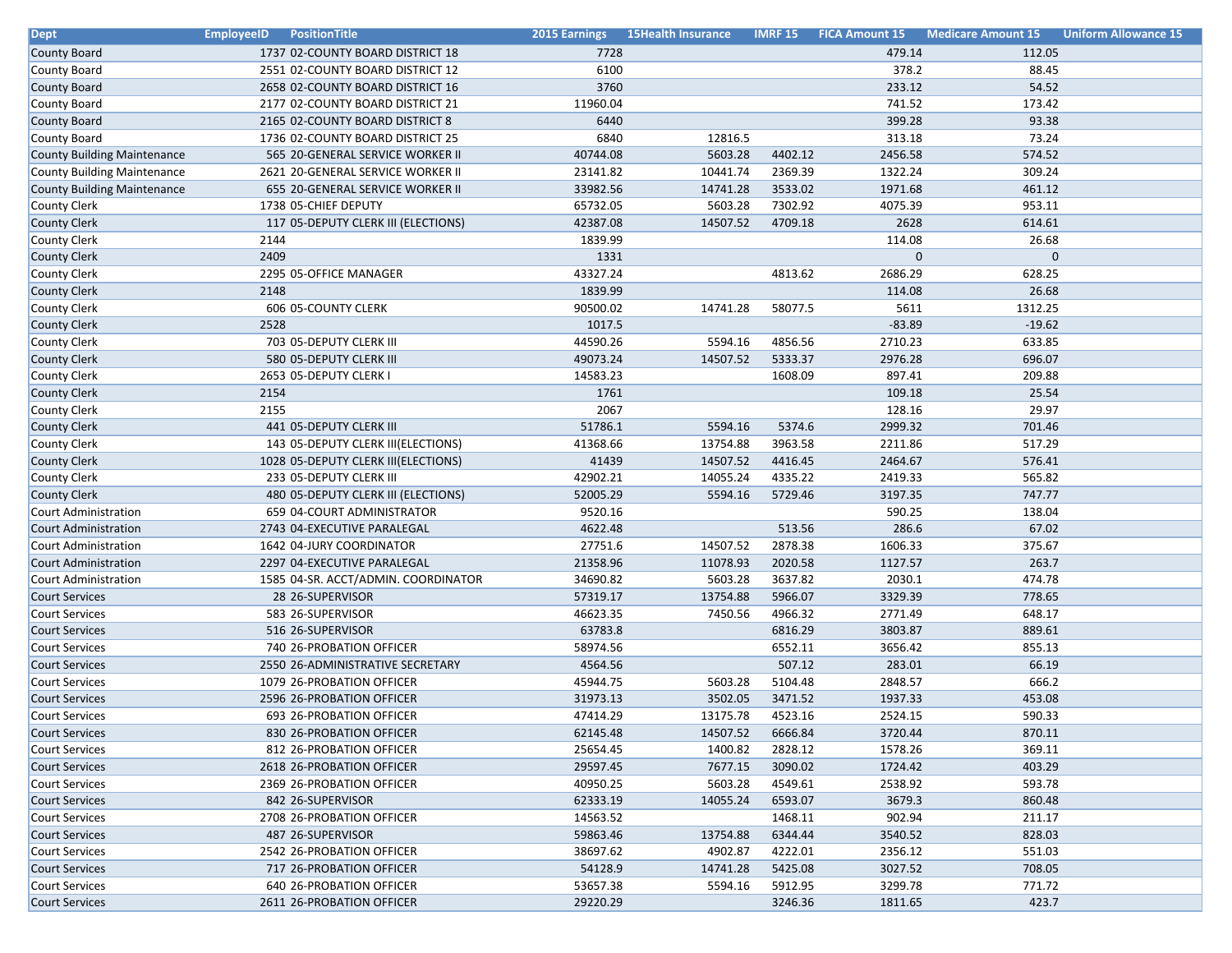| Dept | EmployeeID | PositionTitle | 2015 Earnings | 15Health Insurance | IMRF 15 | FICA Amount 15 | Medicare Amount 15 | Uniform Allowance 15 |
|---|---|---|---|---|---|---|---|---|
| County Board | 1737 | 02-COUNTY BOARD DISTRICT 18 | 7728 | | | 479.14 | 112.05 | |
| County Board | 2551 | 02-COUNTY BOARD DISTRICT 12 | 6100 | | | 378.2 | 88.45 | |
| County Board | 2658 | 02-COUNTY BOARD DISTRICT 16 | 3760 | | | 233.12 | 54.52 | |
| County Board | 2177 | 02-COUNTY BOARD DISTRICT 21 | 11960.04 | | | 741.52 | 173.42 | |
| County Board | 2165 | 02-COUNTY BOARD DISTRICT 8 | 6440 | | | 399.28 | 93.38 | |
| County Board | 1736 | 02-COUNTY BOARD DISTRICT 25 | 6840 | 12816.5 | | 313.18 | 73.24 | |
| County Building Maintenance | 565 | 20-GENERAL SERVICE WORKER II | 40744.08 | 5603.28 | 4402.12 | 2456.58 | 574.52 | |
| County Building Maintenance | 2621 | 20-GENERAL SERVICE WORKER II | 23141.82 | 10441.74 | 2369.39 | 1322.24 | 309.24 | |
| County Building Maintenance | 655 | 20-GENERAL SERVICE WORKER II | 33982.56 | 14741.28 | 3533.02 | 1971.68 | 461.12 | |
| County Clerk | 1738 | 05-CHIEF DEPUTY | 65732.05 | 5603.28 | 7302.92 | 4075.39 | 953.11 | |
| County Clerk | 117 | 05-DEPUTY CLERK III (ELECTIONS) | 42387.08 | 14507.52 | 4709.18 | 2628 | 614.61 | |
| County Clerk | 2144 | | 1839.99 | | | 114.08 | 26.68 | |
| County Clerk | 2409 | | 1331 | | | 0 | 0 | |
| County Clerk | 2295 | 05-OFFICE MANAGER | 43327.24 | | 4813.62 | 2686.29 | 628.25 | |
| County Clerk | 2148 | | 1839.99 | | | 114.08 | 26.68 | |
| County Clerk | 606 | 05-COUNTY CLERK | 90500.02 | 14741.28 | 58077.5 | 5611 | 1312.25 | |
| County Clerk | 2528 | | 1017.5 | | | -83.89 | -19.62 | |
| County Clerk | 703 | 05-DEPUTY CLERK III | 44590.26 | 5594.16 | 4856.56 | 2710.23 | 633.85 | |
| County Clerk | 580 | 05-DEPUTY CLERK III | 49073.24 | 14507.52 | 5333.37 | 2976.28 | 696.07 | |
| County Clerk | 2653 | 05-DEPUTY CLERK I | 14583.23 | | 1608.09 | 897.41 | 209.88 | |
| County Clerk | 2154 | | 1761 | | | 109.18 | 25.54 | |
| County Clerk | 2155 | | 2067 | | | 128.16 | 29.97 | |
| County Clerk | 441 | 05-DEPUTY CLERK III | 51786.1 | 5594.16 | 5374.6 | 2999.32 | 701.46 | |
| County Clerk | 143 | 05-DEPUTY CLERK III(ELECTIONS) | 41368.66 | 13754.88 | 3963.58 | 2211.86 | 517.29 | |
| County Clerk | 1028 | 05-DEPUTY CLERK III(ELECTIONS) | 41439 | 14507.52 | 4416.45 | 2464.67 | 576.41 | |
| County Clerk | 233 | 05-DEPUTY CLERK III | 42902.21 | 14055.24 | 4335.22 | 2419.33 | 565.82 | |
| County Clerk | 480 | 05-DEPUTY CLERK III (ELECTIONS) | 52005.29 | 5594.16 | 5729.46 | 3197.35 | 747.77 | |
| Court Administration | 659 | 04-COURT ADMINISTRATOR | 9520.16 | | | 590.25 | 138.04 | |
| Court Administration | 2743 | 04-EXECUTIVE PARALEGAL | 4622.48 | | 513.56 | 286.6 | 67.02 | |
| Court Administration | 1642 | 04-JURY COORDINATOR | 27751.6 | 14507.52 | 2878.38 | 1606.33 | 375.67 | |
| Court Administration | 2297 | 04-EXECUTIVE PARALEGAL | 21358.96 | 11078.93 | 2020.58 | 1127.57 | 263.7 | |
| Court Administration | 1585 | 04-SR. ACCT/ADMIN. COORDINATOR | 34690.82 | 5603.28 | 3637.82 | 2030.1 | 474.78 | |
| Court Services | 28 | 26-SUPERVISOR | 57319.17 | 13754.88 | 5966.07 | 3329.39 | 778.65 | |
| Court Services | 583 | 26-SUPERVISOR | 46623.35 | 7450.56 | 4966.32 | 2771.49 | 648.17 | |
| Court Services | 516 | 26-SUPERVISOR | 63783.8 | | 6816.29 | 3803.87 | 889.61 | |
| Court Services | 740 | 26-PROBATION OFFICER | 58974.56 | | 6552.11 | 3656.42 | 855.13 | |
| Court Services | 2550 | 26-ADMINISTRATIVE SECRETARY | 4564.56 | | 507.12 | 283.01 | 66.19 | |
| Court Services | 1079 | 26-PROBATION OFFICER | 45944.75 | 5603.28 | 5104.48 | 2848.57 | 666.2 | |
| Court Services | 2596 | 26-PROBATION OFFICER | 31973.13 | 3502.05 | 3471.52 | 1937.33 | 453.08 | |
| Court Services | 693 | 26-PROBATION OFFICER | 47414.29 | 13175.78 | 4523.16 | 2524.15 | 590.33 | |
| Court Services | 830 | 26-PROBATION OFFICER | 62145.48 | 14507.52 | 6666.84 | 3720.44 | 870.11 | |
| Court Services | 812 | 26-PROBATION OFFICER | 25654.45 | 1400.82 | 2828.12 | 1578.26 | 369.11 | |
| Court Services | 2618 | 26-PROBATION OFFICER | 29597.45 | 7677.15 | 3090.02 | 1724.42 | 403.29 | |
| Court Services | 2369 | 26-PROBATION OFFICER | 40950.25 | 5603.28 | 4549.61 | 2538.92 | 593.78 | |
| Court Services | 842 | 26-SUPERVISOR | 62333.19 | 14055.24 | 6593.07 | 3679.3 | 860.48 | |
| Court Services | 2708 | 26-PROBATION OFFICER | 14563.52 | | 1468.11 | 902.94 | 211.17 | |
| Court Services | 487 | 26-SUPERVISOR | 59863.46 | 13754.88 | 6344.44 | 3540.52 | 828.03 | |
| Court Services | 2542 | 26-PROBATION OFFICER | 38697.62 | 4902.87 | 4222.01 | 2356.12 | 551.03 | |
| Court Services | 717 | 26-PROBATION OFFICER | 54128.9 | 14741.28 | 5425.08 | 3027.52 | 708.05 | |
| Court Services | 640 | 26-PROBATION OFFICER | 53657.38 | 5594.16 | 5912.95 | 3299.78 | 771.72 | |
| Court Services | 2611 | 26-PROBATION OFFICER | 29220.29 | | 3246.36 | 1811.65 | 423.7 | |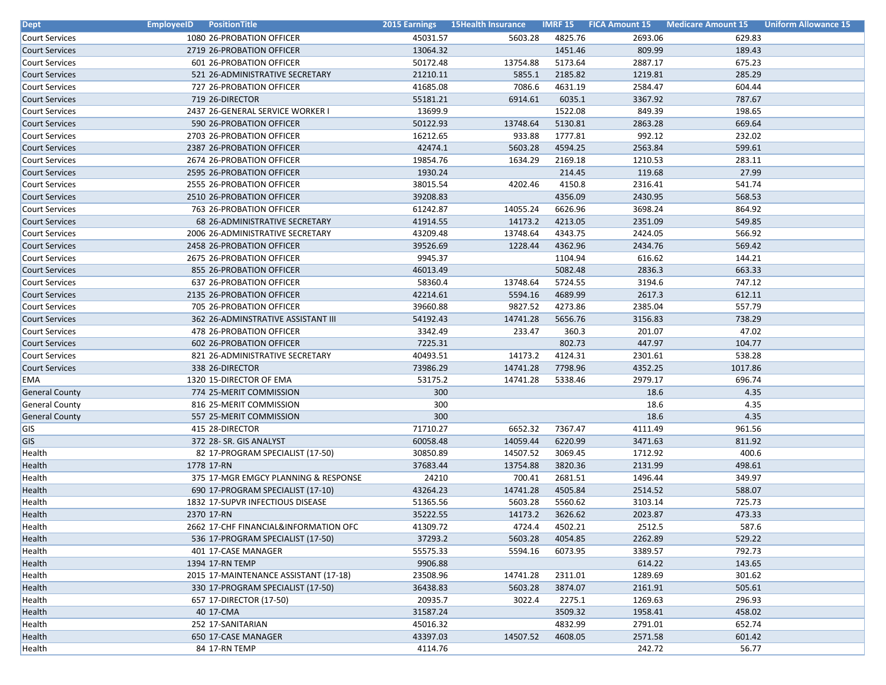| Dept | EmployeeID | PositionTitle | 2015 Earnings | 15Health Insurance | IMRF 15 | FICA Amount 15 | Medicare Amount 15 | Uniform Allowance 15 |
|---|---|---|---|---|---|---|---|---|
| Court Services | 1080 | 26-PROBATION OFFICER | 45031.57 | 5603.28 | 4825.76 | 2693.06 | 629.83 | |
| Court Services | 2719 | 26-PROBATION OFFICER | 13064.32 | | 1451.46 | 809.99 | 189.43 | |
| Court Services | 601 | 26-PROBATION OFFICER | 50172.48 | 13754.88 | 5173.64 | 2887.17 | 675.23 | |
| Court Services | 521 | 26-ADMINISTRATIVE SECRETARY | 21210.11 | 5855.1 | 2185.82 | 1219.81 | 285.29 | |
| Court Services | 727 | 26-PROBATION OFFICER | 41685.08 | 7086.6 | 4631.19 | 2584.47 | 604.44 | |
| Court Services | 719 | 26-DIRECTOR | 55181.21 | 6914.61 | 6035.1 | 3367.92 | 787.67 | |
| Court Services | 2437 | 26-GENERAL SERVICE WORKER I | 13699.9 | | 1522.08 | 849.39 | 198.65 | |
| Court Services | 590 | 26-PROBATION OFFICER | 50122.93 | 13748.64 | 5130.81 | 2863.28 | 669.64 | |
| Court Services | 2703 | 26-PROBATION OFFICER | 16212.65 | 933.88 | 1777.81 | 992.12 | 232.02 | |
| Court Services | 2387 | 26-PROBATION OFFICER | 42474.1 | 5603.28 | 4594.25 | 2563.84 | 599.61 | |
| Court Services | 2674 | 26-PROBATION OFFICER | 19854.76 | 1634.29 | 2169.18 | 1210.53 | 283.11 | |
| Court Services | 2595 | 26-PROBATION OFFICER | 1930.24 | | 214.45 | 119.68 | 27.99 | |
| Court Services | 2555 | 26-PROBATION OFFICER | 38015.54 | 4202.46 | 4150.8 | 2316.41 | 541.74 | |
| Court Services | 2510 | 26-PROBATION OFFICER | 39208.83 | | 4356.09 | 2430.95 | 568.53 | |
| Court Services | 763 | 26-PROBATION OFFICER | 61242.87 | 14055.24 | 6626.96 | 3698.24 | 864.92 | |
| Court Services | 68 | 26-ADMINISTRATIVE SECRETARY | 41914.55 | 14173.2 | 4213.05 | 2351.09 | 549.85 | |
| Court Services | 2006 | 26-ADMINISTRATIVE SECRETARY | 43209.48 | 13748.64 | 4343.75 | 2424.05 | 566.92 | |
| Court Services | 2458 | 26-PROBATION OFFICER | 39526.69 | 1228.44 | 4362.96 | 2434.76 | 569.42 | |
| Court Services | 2675 | 26-PROBATION OFFICER | 9945.37 | | 1104.94 | 616.62 | 144.21 | |
| Court Services | 855 | 26-PROBATION OFFICER | 46013.49 | | 5082.48 | 2836.3 | 663.33 | |
| Court Services | 637 | 26-PROBATION OFFICER | 58360.4 | 13748.64 | 5724.55 | 3194.6 | 747.12 | |
| Court Services | 2135 | 26-PROBATION OFFICER | 42214.61 | 5594.16 | 4689.99 | 2617.3 | 612.11 | |
| Court Services | 705 | 26-PROBATION OFFICER | 39660.88 | 9827.52 | 4273.86 | 2385.04 | 557.79 | |
| Court Services | 362 | 26-ADMINSTRATIVE ASSISTANT III | 54192.43 | 14741.28 | 5656.76 | 3156.83 | 738.29 | |
| Court Services | 478 | 26-PROBATION OFFICER | 3342.49 | 233.47 | 360.3 | 201.07 | 47.02 | |
| Court Services | 602 | 26-PROBATION OFFICER | 7225.31 | | 802.73 | 447.97 | 104.77 | |
| Court Services | 821 | 26-ADMINISTRATIVE SECRETARY | 40493.51 | 14173.2 | 4124.31 | 2301.61 | 538.28 | |
| Court Services | 338 | 26-DIRECTOR | 73986.29 | 14741.28 | 7798.96 | 4352.25 | 1017.86 | |
| EMA | 1320 | 15-DIRECTOR OF EMA | 53175.2 | 14741.28 | 5338.46 | 2979.17 | 696.74 | |
| General County | 774 | 25-MERIT COMMISSION | 300 | | | 18.6 | 4.35 | |
| General County | 816 | 25-MERIT COMMISSION | 300 | | | 18.6 | 4.35 | |
| General County | 557 | 25-MERIT COMMISSION | 300 | | | 18.6 | 4.35 | |
| GIS | 415 | 28-DIRECTOR | 71710.27 | 6652.32 | 7367.47 | 4111.49 | 961.56 | |
| GIS | 372 | 28- SR. GIS ANALYST | 60058.48 | 14059.44 | 6220.99 | 3471.63 | 811.92 | |
| Health | 82 | 17-PROGRAM SPECIALIST (17-50) | 30850.89 | 14507.52 | 3069.45 | 1712.92 | 400.6 | |
| Health | 1778 | 17-RN | 37683.44 | 13754.88 | 3820.36 | 2131.99 | 498.61 | |
| Health | 375 | 17-MGR EMGCY PLANNING & RESPONSE | 24210 | 700.41 | 2681.51 | 1496.44 | 349.97 | |
| Health | 690 | 17-PROGRAM SPECIALIST (17-10) | 43264.23 | 14741.28 | 4505.84 | 2514.52 | 588.07 | |
| Health | 1832 | 17-SUPVR INFECTIOUS DISEASE | 51365.56 | 5603.28 | 5560.62 | 3103.14 | 725.73 | |
| Health | 2370 | 17-RN | 35222.55 | 14173.2 | 3626.62 | 2023.87 | 473.33 | |
| Health | 2662 | 17-CHF FINANCIAL&INFORMATION OFC | 41309.72 | 4724.4 | 4502.21 | 2512.5 | 587.6 | |
| Health | 536 | 17-PROGRAM SPECIALIST (17-50) | 37293.2 | 5603.28 | 4054.85 | 2262.89 | 529.22 | |
| Health | 401 | 17-CASE MANAGER | 55575.33 | 5594.16 | 6073.95 | 3389.57 | 792.73 | |
| Health | 1394 | 17-RN TEMP | 9906.88 | | | 614.22 | 143.65 | |
| Health | 2015 | 17-MAINTENANCE ASSISTANT (17-18) | 23508.96 | 14741.28 | 2311.01 | 1289.69 | 301.62 | |
| Health | 330 | 17-PROGRAM SPECIALIST (17-50) | 36438.83 | 5603.28 | 3874.07 | 2161.91 | 505.61 | |
| Health | 657 | 17-DIRECTOR (17-50) | 20935.7 | 3022.4 | 2275.1 | 1269.63 | 296.93 | |
| Health | 40 | 17-CMA | 31587.24 | | 3509.32 | 1958.41 | 458.02 | |
| Health | 252 | 17-SANITARIAN | 45016.32 | | 4832.99 | 2791.01 | 652.74 | |
| Health | 650 | 17-CASE MANAGER | 43397.03 | 14507.52 | 4608.05 | 2571.58 | 601.42 | |
| Health | 84 | 17-RN TEMP | 4114.76 | | | 242.72 | 56.77 | |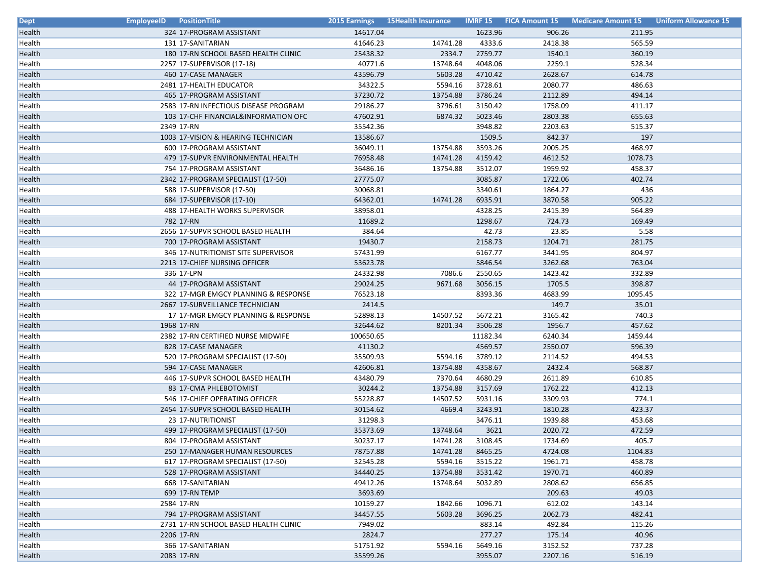| Dept | EmployeeID | PositionTitle | 2015 Earnings | 15Health Insurance | IMRF 15 | FICA Amount 15 | Medicare Amount 15 | Uniform Allowance 15 |
|---|---|---|---|---|---|---|---|---|
| Health | 324 | 17-PROGRAM ASSISTANT | 14617.04 | | 1623.96 | 906.26 | 211.95 | |
| Health | 131 | 17-SANITARIAN | 41646.23 | 14741.28 | 4333.6 | 2418.38 | 565.59 | |
| Health | 180 | 17-RN SCHOOL BASED HEALTH CLINIC | 25438.32 | 2334.7 | 2759.77 | 1540.1 | 360.19 | |
| Health | 2257 | 17-SUPERVISOR (17-18) | 40771.6 | 13748.64 | 4048.06 | 2259.1 | 528.34 | |
| Health | 460 | 17-CASE MANAGER | 43596.79 | 5603.28 | 4710.42 | 2628.67 | 614.78 | |
| Health | 2481 | 17-HEALTH EDUCATOR | 34322.5 | 5594.16 | 3728.61 | 2080.77 | 486.63 | |
| Health | 465 | 17-PROGRAM ASSISTANT | 37230.72 | 13754.88 | 3786.24 | 2112.89 | 494.14 | |
| Health | 2583 | 17-RN INFECTIOUS DISEASE PROGRAM | 29186.27 | 3796.61 | 3150.42 | 1758.09 | 411.17 | |
| Health | 103 | 17-CHF FINANCIAL&INFORMATION OFC | 47602.91 | 6874.32 | 5023.46 | 2803.38 | 655.63 | |
| Health | 2349 | 17-RN | 35542.36 | | 3948.82 | 2203.63 | 515.37 | |
| Health | 1003 | 17-VISION & HEARING TECHNICIAN | 13586.67 | | 1509.5 | 842.37 | 197 | |
| Health | 600 | 17-PROGRAM ASSISTANT | 36049.11 | 13754.88 | 3593.26 | 2005.25 | 468.97 | |
| Health | 479 | 17-SUPVR ENVIRONMENTAL HEALTH | 76958.48 | 14741.28 | 4159.42 | 4612.52 | 1078.73 | |
| Health | 754 | 17-PROGRAM ASSISTANT | 36486.16 | 13754.88 | 3512.07 | 1959.92 | 458.37 | |
| Health | 2342 | 17-PROGRAM SPECIALIST (17-50) | 27775.07 | | 3085.87 | 1722.06 | 402.74 | |
| Health | 588 | 17-SUPERVISOR (17-50) | 30068.81 | | 3340.61 | 1864.27 | 436 | |
| Health | 684 | 17-SUPERVISOR (17-10) | 64362.01 | 14741.28 | 6935.91 | 3870.58 | 905.22 | |
| Health | 488 | 17-HEALTH WORKS SUPERVISOR | 38958.01 | | 4328.25 | 2415.39 | 564.89 | |
| Health | 782 | 17-RN | 11689.2 | | 1298.67 | 724.73 | 169.49 | |
| Health | 2656 | 17-SUPVR SCHOOL BASED HEALTH | 384.64 | | 42.73 | 23.85 | 5.58 | |
| Health | 700 | 17-PROGRAM ASSISTANT | 19430.7 | | 2158.73 | 1204.71 | 281.75 | |
| Health | 346 | 17-NUTRITIONIST SITE SUPERVISOR | 57431.99 | | 6167.77 | 3441.95 | 804.97 | |
| Health | 2213 | 17-CHIEF NURSING OFFICER | 53623.78 | | 5846.54 | 3262.68 | 763.04 | |
| Health | 336 | 17-LPN | 24332.98 | 7086.6 | 2550.65 | 1423.42 | 332.89 | |
| Health | 44 | 17-PROGRAM ASSISTANT | 29024.25 | 9671.68 | 3056.15 | 1705.5 | 398.87 | |
| Health | 322 | 17-MGR EMGCY PLANNING & RESPONSE | 76523.18 | | 8393.36 | 4683.99 | 1095.45 | |
| Health | 2667 | 17-SURVEILLANCE TECHNICIAN | 2414.5 | | | 149.7 | 35.01 | |
| Health | 17 | 17-MGR EMGCY PLANNING & RESPONSE | 52898.13 | 14507.52 | 5672.21 | 3165.42 | 740.3 | |
| Health | 1968 | 17-RN | 32644.62 | 8201.34 | 3506.28 | 1956.7 | 457.62 | |
| Health | 2382 | 17-RN CERTIFIED NURSE MIDWIFE | 100650.65 | | 11182.34 | 6240.34 | 1459.44 | |
| Health | 828 | 17-CASE MANAGER | 41130.2 | | 4569.57 | 2550.07 | 596.39 | |
| Health | 520 | 17-PROGRAM SPECIALIST (17-50) | 35509.93 | 5594.16 | 3789.12 | 2114.52 | 494.53 | |
| Health | 594 | 17-CASE MANAGER | 42606.81 | 13754.88 | 4358.67 | 2432.4 | 568.87 | |
| Health | 446 | 17-SUPVR SCHOOL BASED HEALTH | 43480.79 | 7370.64 | 4680.29 | 2611.89 | 610.85 | |
| Health | 83 | 17-CMA PHLEBOTOMIST | 30244.2 | 13754.88 | 3157.69 | 1762.22 | 412.13 | |
| Health | 546 | 17-CHIEF OPERATING OFFICER | 55228.87 | 14507.52 | 5931.16 | 3309.93 | 774.1 | |
| Health | 2454 | 17-SUPVR SCHOOL BASED HEALTH | 30154.62 | 4669.4 | 3243.91 | 1810.28 | 423.37 | |
| Health | 23 | 17-NUTRITIONIST | 31298.3 | | 3476.11 | 1939.88 | 453.68 | |
| Health | 499 | 17-PROGRAM SPECIALIST (17-50) | 35373.69 | 13748.64 | 3621 | 2020.72 | 472.59 | |
| Health | 804 | 17-PROGRAM ASSISTANT | 30237.17 | 14741.28 | 3108.45 | 1734.69 | 405.7 | |
| Health | 250 | 17-MANAGER HUMAN RESOURCES | 78757.88 | 14741.28 | 8465.25 | 4724.08 | 1104.83 | |
| Health | 617 | 17-PROGRAM SPECIALIST (17-50) | 32545.28 | 5594.16 | 3515.22 | 1961.71 | 458.78 | |
| Health | 528 | 17-PROGRAM ASSISTANT | 34440.25 | 13754.88 | 3531.42 | 1970.71 | 460.89 | |
| Health | 668 | 17-SANITARIAN | 49412.26 | 13748.64 | 5032.89 | 2808.62 | 656.85 | |
| Health | 699 | 17-RN TEMP | 3693.69 | | | 209.63 | 49.03 | |
| Health | 2584 | 17-RN | 10159.27 | 1842.66 | 1096.71 | 612.02 | 143.14 | |
| Health | 794 | 17-PROGRAM ASSISTANT | 34457.55 | 5603.28 | 3696.25 | 2062.73 | 482.41 | |
| Health | 2731 | 17-RN SCHOOL BASED HEALTH CLINIC | 7949.02 | | 883.14 | 492.84 | 115.26 | |
| Health | 2206 | 17-RN | 2824.7 | | 277.27 | 175.14 | 40.96 | |
| Health | 366 | 17-SANITARIAN | 51751.92 | 5594.16 | 5649.16 | 3152.52 | 737.28 | |
| Health | 2083 | 17-RN | 35599.26 | | 3955.07 | 2207.16 | 516.19 | |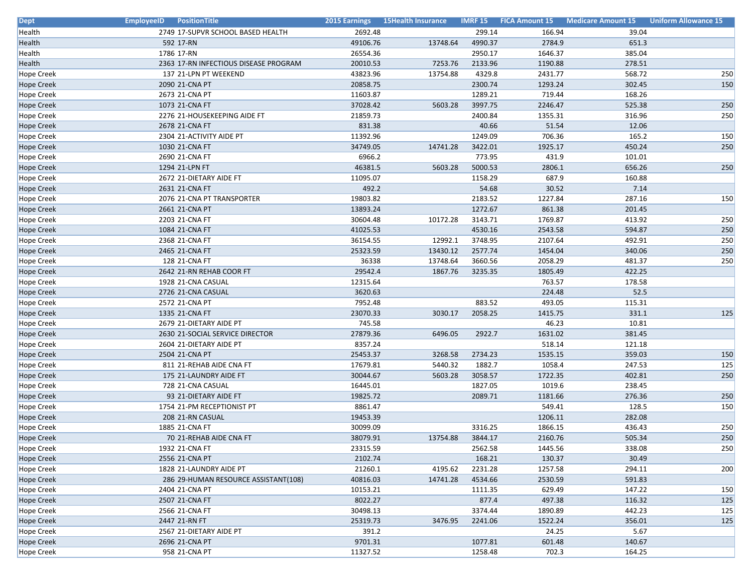| Dept | EmployeeID | PositionTitle | 2015 Earnings | 15Health Insurance | IMRF 15 | FICA Amount 15 | Medicare Amount 15 | Uniform Allowance 15 |
|---|---|---|---|---|---|---|---|---|
| Health | 2749 | 17-SUPVR SCHOOL BASED HEALTH | 2692.48 | | 299.14 | 166.94 | 39.04 | |
| Health | 592 | 17-RN | 49106.76 | 13748.64 | 4990.37 | 2784.9 | 651.3 | |
| Health | 1786 | 17-RN | 26554.36 | | 2950.17 | 1646.37 | 385.04 | |
| Health | 2363 | 17-RN INFECTIOUS DISEASE PROGRAM | 20010.53 | 7253.76 | 2133.96 | 1190.88 | 278.51 | |
| Hope Creek | 137 | 21-LPN PT WEEKEND | 43823.96 | 13754.88 | 4329.8 | 2431.77 | 568.72 | 250 |
| Hope Creek | 2090 | 21-CNA PT | 20858.75 | | 2300.74 | 1293.24 | 302.45 | 150 |
| Hope Creek | 2673 | 21-CNA PT | 11603.87 | | 1289.21 | 719.44 | 168.26 | |
| Hope Creek | 1073 | 21-CNA FT | 37028.42 | 5603.28 | 3997.75 | 2246.47 | 525.38 | 250 |
| Hope Creek | 2276 | 21-HOUSEKEEPING AIDE FT | 21859.73 | | 2400.84 | 1355.31 | 316.96 | 250 |
| Hope Creek | 2678 | 21-CNA FT | 831.38 | | 40.66 | 51.54 | 12.06 | |
| Hope Creek | 2304 | 21-ACTIVITY AIDE PT | 11392.96 | | 1249.09 | 706.36 | 165.2 | 150 |
| Hope Creek | 1030 | 21-CNA FT | 34749.05 | 14741.28 | 3422.01 | 1925.17 | 450.24 | 250 |
| Hope Creek | 2690 | 21-CNA FT | 6966.2 | | 773.95 | 431.9 | 101.01 | |
| Hope Creek | 1294 | 21-LPN FT | 46381.5 | 5603.28 | 5000.53 | 2806.1 | 656.26 | 250 |
| Hope Creek | 2672 | 21-DIETARY AIDE FT | 11095.07 | | 1158.29 | 687.9 | 160.88 | |
| Hope Creek | 2631 | 21-CNA FT | 492.2 | | 54.68 | 30.52 | 7.14 | |
| Hope Creek | 2076 | 21-CNA PT TRANSPORTER | 19803.82 | | 2183.52 | 1227.84 | 287.16 | 150 |
| Hope Creek | 2661 | 21-CNA PT | 13893.24 | | 1272.67 | 861.38 | 201.45 | |
| Hope Creek | 2203 | 21-CNA FT | 30604.48 | 10172.28 | 3143.71 | 1769.87 | 413.92 | 250 |
| Hope Creek | 1084 | 21-CNA FT | 41025.53 | | 4530.16 | 2543.58 | 594.87 | 250 |
| Hope Creek | 2368 | 21-CNA FT | 36154.55 | 12992.1 | 3748.95 | 2107.64 | 492.91 | 250 |
| Hope Creek | 2465 | 21-CNA FT | 25323.59 | 13430.12 | 2577.74 | 1454.04 | 340.06 | 250 |
| Hope Creek | 128 | 21-CNA FT | 36338 | 13748.64 | 3660.56 | 2058.29 | 481.37 | 250 |
| Hope Creek | 2642 | 21-RN REHAB COOR FT | 29542.4 | 1867.76 | 3235.35 | 1805.49 | 422.25 | |
| Hope Creek | 1928 | 21-CNA CASUAL | 12315.64 | | | 763.57 | 178.58 | |
| Hope Creek | 2726 | 21-CNA CASUAL | 3620.63 | | | 224.48 | 52.5 | |
| Hope Creek | 2572 | 21-CNA PT | 7952.48 | | 883.52 | 493.05 | 115.31 | |
| Hope Creek | 1335 | 21-CNA FT | 23070.33 | 3030.17 | 2058.25 | 1415.75 | 331.1 | 125 |
| Hope Creek | 2679 | 21-DIETARY AIDE PT | 745.58 | | | 46.23 | 10.81 | |
| Hope Creek | 2630 | 21-SOCIAL SERVICE DIRECTOR | 27879.36 | 6496.05 | 2922.7 | 1631.02 | 381.45 | |
| Hope Creek | 2604 | 21-DIETARY AIDE PT | 8357.24 | | | 518.14 | 121.18 | |
| Hope Creek | 2504 | 21-CNA PT | 25453.37 | 3268.58 | 2734.23 | 1535.15 | 359.03 | 150 |
| Hope Creek | 811 | 21-REHAB AIDE CNA FT | 17679.81 | 5440.32 | 1882.7 | 1058.4 | 247.53 | 125 |
| Hope Creek | 175 | 21-LAUNDRY AIDE FT | 30044.67 | 5603.28 | 3058.57 | 1722.35 | 402.81 | 250 |
| Hope Creek | 728 | 21-CNA CASUAL | 16445.01 | | 1827.05 | 1019.6 | 238.45 | |
| Hope Creek | 93 | 21-DIETARY AIDE FT | 19825.72 | | 2089.71 | 1181.66 | 276.36 | 250 |
| Hope Creek | 1754 | 21-PM RECEPTIONIST PT | 8861.47 | | | 549.41 | 128.5 | 150 |
| Hope Creek | 208 | 21-RN CASUAL | 19453.39 | | | 1206.11 | 282.08 | |
| Hope Creek | 1885 | 21-CNA FT | 30099.09 | | 3316.25 | 1866.15 | 436.43 | 250 |
| Hope Creek | 70 | 21-REHAB AIDE CNA FT | 38079.91 | 13754.88 | 3844.17 | 2160.76 | 505.34 | 250 |
| Hope Creek | 1932 | 21-CNA FT | 23315.59 | | 2562.58 | 1445.56 | 338.08 | 250 |
| Hope Creek | 2556 | 21-CNA PT | 2102.74 | | 168.21 | 130.37 | 30.49 | |
| Hope Creek | 1828 | 21-LAUNDRY AIDE PT | 21260.1 | 4195.62 | 2231.28 | 1257.58 | 294.11 | 200 |
| Hope Creek | 286 | 29-HUMAN RESOURCE ASSISTANT(108) | 40816.03 | 14741.28 | 4534.66 | 2530.59 | 591.83 | |
| Hope Creek | 2404 | 21-CNA PT | 10153.21 | | 1111.35 | 629.49 | 147.22 | 150 |
| Hope Creek | 2507 | 21-CNA FT | 8022.27 | | 877.4 | 497.38 | 116.32 | 125 |
| Hope Creek | 2566 | 21-CNA FT | 30498.13 | | 3374.44 | 1890.89 | 442.23 | 125 |
| Hope Creek | 2447 | 21-RN FT | 25319.73 | 3476.95 | 2241.06 | 1522.24 | 356.01 | 125 |
| Hope Creek | 2567 | 21-DIETARY AIDE PT | 391.2 | | | 24.25 | 5.67 | |
| Hope Creek | 2696 | 21-CNA PT | 9701.31 | | 1077.81 | 601.48 | 140.67 | |
| Hope Creek | 958 | 21-CNA PT | 11327.52 | | 1258.48 | 702.3 | 164.25 | |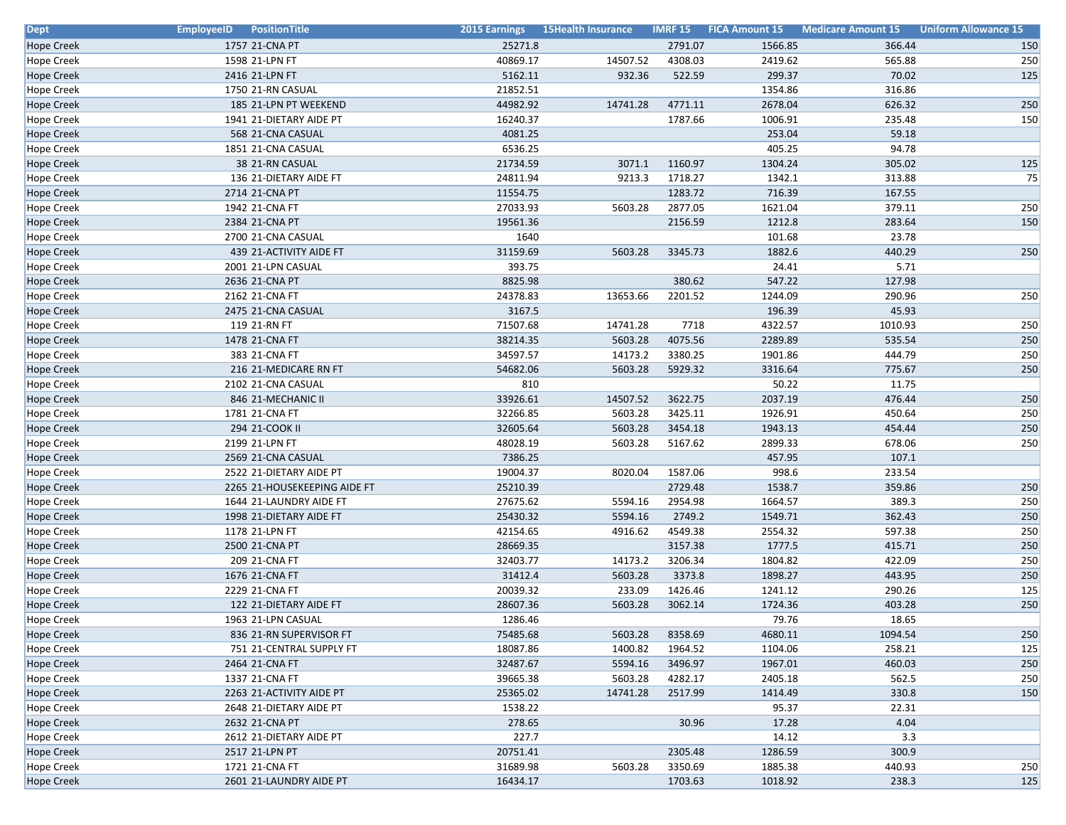| Dept | EmployeeID | PositionTitle | 2015 Earnings | 15Health Insurance | IMRF 15 | FICA Amount 15 | Medicare Amount 15 | Uniform Allowance 15 |
|---|---|---|---|---|---|---|---|---|
| Hope Creek | 1757 | 21-CNA PT | 25271.8 | | 2791.07 | 1566.85 | 366.44 | 150 |
| Hope Creek | 1598 | 21-LPN FT | 40869.17 | 14507.52 | 4308.03 | 2419.62 | 565.88 | 250 |
| Hope Creek | 2416 | 21-LPN FT | 5162.11 | 932.36 | 522.59 | 299.37 | 70.02 | 125 |
| Hope Creek | 1750 | 21-RN CASUAL | 21852.51 | | | 1354.86 | 316.86 | |
| Hope Creek | 185 | 21-LPN PT WEEKEND | 44982.92 | 14741.28 | 4771.11 | 2678.04 | 626.32 | 250 |
| Hope Creek | 1941 | 21-DIETARY AIDE PT | 16240.37 | | 1787.66 | 1006.91 | 235.48 | 150 |
| Hope Creek | 568 | 21-CNA CASUAL | 4081.25 | | | 253.04 | 59.18 | |
| Hope Creek | 1851 | 21-CNA CASUAL | 6536.25 | | | 405.25 | 94.78 | |
| Hope Creek | 38 | 21-RN CASUAL | 21734.59 | 3071.1 | 1160.97 | 1304.24 | 305.02 | 125 |
| Hope Creek | 136 | 21-DIETARY AIDE FT | 24811.94 | 9213.3 | 1718.27 | 1342.1 | 313.88 | 75 |
| Hope Creek | 2714 | 21-CNA PT | 11554.75 | | 1283.72 | 716.39 | 167.55 | |
| Hope Creek | 1942 | 21-CNA FT | 27033.93 | 5603.28 | 2877.05 | 1621.04 | 379.11 | 250 |
| Hope Creek | 2384 | 21-CNA PT | 19561.36 | | 2156.59 | 1212.8 | 283.64 | 150 |
| Hope Creek | 2700 | 21-CNA CASUAL | 1640 | | | 101.68 | 23.78 | |
| Hope Creek | 439 | 21-ACTIVITY AIDE FT | 31159.69 | 5603.28 | 3345.73 | 1882.6 | 440.29 | 250 |
| Hope Creek | 2001 | 21-LPN CASUAL | 393.75 | | | 24.41 | 5.71 | |
| Hope Creek | 2636 | 21-CNA PT | 8825.98 | | 380.62 | 547.22 | 127.98 | |
| Hope Creek | 2162 | 21-CNA FT | 24378.83 | 13653.66 | 2201.52 | 1244.09 | 290.96 | 250 |
| Hope Creek | 2475 | 21-CNA CASUAL | 3167.5 | | | 196.39 | 45.93 | |
| Hope Creek | 119 | 21-RN FT | 71507.68 | 14741.28 | 7718 | 4322.57 | 1010.93 | 250 |
| Hope Creek | 1478 | 21-CNA FT | 38214.35 | 5603.28 | 4075.56 | 2289.89 | 535.54 | 250 |
| Hope Creek | 383 | 21-CNA FT | 34597.57 | 14173.2 | 3380.25 | 1901.86 | 444.79 | 250 |
| Hope Creek | 216 | 21-MEDICARE RN FT | 54682.06 | 5603.28 | 5929.32 | 3316.64 | 775.67 | 250 |
| Hope Creek | 2102 | 21-CNA CASUAL | 810 | | | 50.22 | 11.75 | |
| Hope Creek | 846 | 21-MECHANIC II | 33926.61 | 14507.52 | 3622.75 | 2037.19 | 476.44 | 250 |
| Hope Creek | 1781 | 21-CNA FT | 32266.85 | 5603.28 | 3425.11 | 1926.91 | 450.64 | 250 |
| Hope Creek | 294 | 21-COOK II | 32605.64 | 5603.28 | 3454.18 | 1943.13 | 454.44 | 250 |
| Hope Creek | 2199 | 21-LPN FT | 48028.19 | 5603.28 | 5167.62 | 2899.33 | 678.06 | 250 |
| Hope Creek | 2569 | 21-CNA CASUAL | 7386.25 | | | 457.95 | 107.1 | |
| Hope Creek | 2522 | 21-DIETARY AIDE PT | 19004.37 | 8020.04 | 1587.06 | 998.6 | 233.54 | |
| Hope Creek | 2265 | 21-HOUSEKEEPING AIDE FT | 25210.39 | | 2729.48 | 1538.7 | 359.86 | 250 |
| Hope Creek | 1644 | 21-LAUNDRY AIDE FT | 27675.62 | 5594.16 | 2954.98 | 1664.57 | 389.3 | 250 |
| Hope Creek | 1998 | 21-DIETARY AIDE FT | 25430.32 | 5594.16 | 2749.2 | 1549.71 | 362.43 | 250 |
| Hope Creek | 1178 | 21-LPN FT | 42154.65 | 4916.62 | 4549.38 | 2554.32 | 597.38 | 250 |
| Hope Creek | 2500 | 21-CNA PT | 28669.35 | | 3157.38 | 1777.5 | 415.71 | 250 |
| Hope Creek | 209 | 21-CNA FT | 32403.77 | 14173.2 | 3206.34 | 1804.82 | 422.09 | 250 |
| Hope Creek | 1676 | 21-CNA FT | 31412.4 | 5603.28 | 3373.8 | 1898.27 | 443.95 | 250 |
| Hope Creek | 2229 | 21-CNA FT | 20039.32 | 233.09 | 1426.46 | 1241.12 | 290.26 | 125 |
| Hope Creek | 122 | 21-DIETARY AIDE FT | 28607.36 | 5603.28 | 3062.14 | 1724.36 | 403.28 | 250 |
| Hope Creek | 1963 | 21-LPN CASUAL | 1286.46 | | | 79.76 | 18.65 | |
| Hope Creek | 836 | 21-RN SUPERVISOR FT | 75485.68 | 5603.28 | 8358.69 | 4680.11 | 1094.54 | 250 |
| Hope Creek | 751 | 21-CENTRAL SUPPLY FT | 18087.86 | 1400.82 | 1964.52 | 1104.06 | 258.21 | 125 |
| Hope Creek | 2464 | 21-CNA FT | 32487.67 | 5594.16 | 3496.97 | 1967.01 | 460.03 | 250 |
| Hope Creek | 1337 | 21-CNA FT | 39665.38 | 5603.28 | 4282.17 | 2405.18 | 562.5 | 250 |
| Hope Creek | 2263 | 21-ACTIVITY AIDE PT | 25365.02 | 14741.28 | 2517.99 | 1414.49 | 330.8 | 150 |
| Hope Creek | 2648 | 21-DIETARY AIDE PT | 1538.22 | | | 95.37 | 22.31 | |
| Hope Creek | 2632 | 21-CNA PT | 278.65 | | 30.96 | 17.28 | 4.04 | |
| Hope Creek | 2612 | 21-DIETARY AIDE PT | 227.7 | | | 14.12 | 3.3 | |
| Hope Creek | 2517 | 21-LPN PT | 20751.41 | | 2305.48 | 1286.59 | 300.9 | |
| Hope Creek | 1721 | 21-CNA FT | 31689.98 | 5603.28 | 3350.69 | 1885.38 | 440.93 | 250 |
| Hope Creek | 2601 | 21-LAUNDRY AIDE PT | 16434.17 | | 1703.63 | 1018.92 | 238.3 | 125 |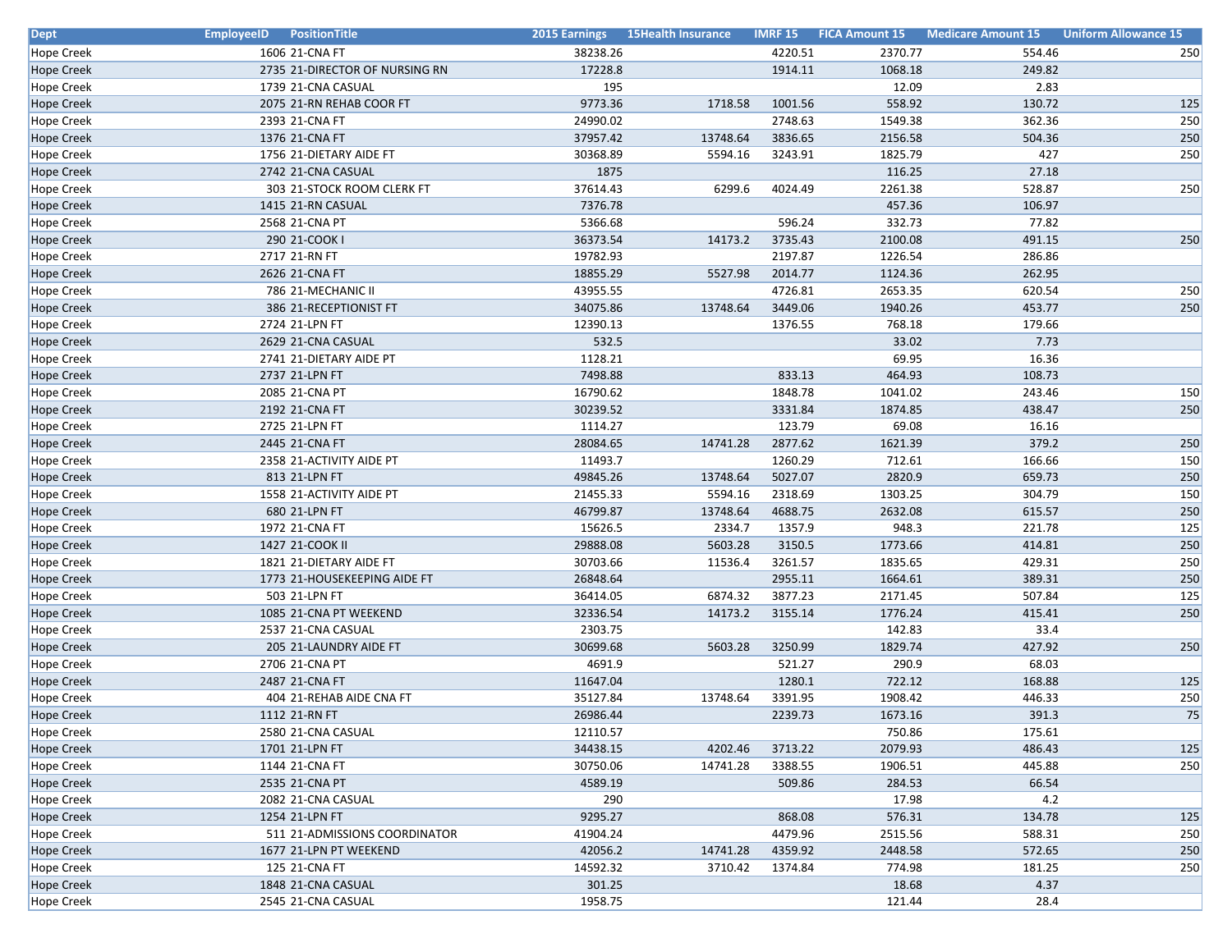| Dept | EmployeeID | PositionTitle | 2015 Earnings | 15Health Insurance | IMRF 15 | FICA Amount 15 | Medicare Amount 15 | Uniform Allowance 15 |
|---|---|---|---|---|---|---|---|---|
| Hope Creek | 1606 | 21-CNA FT | 38238.26 | | 4220.51 | 2370.77 | 554.46 | 250 |
| Hope Creek | 2735 | 21-DIRECTOR OF NURSING RN | 17228.8 | | 1914.11 | 1068.18 | 249.82 | |
| Hope Creek | 1739 | 21-CNA CASUAL | 195 | | | 12.09 | 2.83 | |
| Hope Creek | 2075 | 21-RN REHAB COOR FT | 9773.36 | 1718.58 | 1001.56 | 558.92 | 130.72 | 125 |
| Hope Creek | 2393 | 21-CNA FT | 24990.02 | | 2748.63 | 1549.38 | 362.36 | 250 |
| Hope Creek | 1376 | 21-CNA FT | 37957.42 | 13748.64 | 3836.65 | 2156.58 | 504.36 | 250 |
| Hope Creek | 1756 | 21-DIETARY AIDE FT | 30368.89 | 5594.16 | 3243.91 | 1825.79 | 427 | 250 |
| Hope Creek | 2742 | 21-CNA CASUAL | 1875 | | | 116.25 | 27.18 | |
| Hope Creek | 303 | 21-STOCK ROOM CLERK FT | 37614.43 | 6299.6 | 4024.49 | 2261.38 | 528.87 | 250 |
| Hope Creek | 1415 | 21-RN CASUAL | 7376.78 | | | 457.36 | 106.97 | |
| Hope Creek | 2568 | 21-CNA PT | 5366.68 | | 596.24 | 332.73 | 77.82 | |
| Hope Creek | 290 | 21-COOK I | 36373.54 | 14173.2 | 3735.43 | 2100.08 | 491.15 | 250 |
| Hope Creek | 2717 | 21-RN FT | 19782.93 | | 2197.87 | 1226.54 | 286.86 | |
| Hope Creek | 2626 | 21-CNA FT | 18855.29 | 5527.98 | 2014.77 | 1124.36 | 262.95 | |
| Hope Creek | 786 | 21-MECHANIC II | 43955.55 | | 4726.81 | 2653.35 | 620.54 | 250 |
| Hope Creek | 386 | 21-RECEPTIONIST FT | 34075.86 | 13748.64 | 3449.06 | 1940.26 | 453.77 | 250 |
| Hope Creek | 2724 | 21-LPN FT | 12390.13 | | 1376.55 | 768.18 | 179.66 | |
| Hope Creek | 2629 | 21-CNA CASUAL | 532.5 | | | 33.02 | 7.73 | |
| Hope Creek | 2741 | 21-DIETARY AIDE PT | 1128.21 | | | 69.95 | 16.36 | |
| Hope Creek | 2737 | 21-LPN FT | 7498.88 | | 833.13 | 464.93 | 108.73 | |
| Hope Creek | 2085 | 21-CNA PT | 16790.62 | | 1848.78 | 1041.02 | 243.46 | 150 |
| Hope Creek | 2192 | 21-CNA FT | 30239.52 | | 3331.84 | 1874.85 | 438.47 | 250 |
| Hope Creek | 2725 | 21-LPN FT | 1114.27 | | 123.79 | 69.08 | 16.16 | |
| Hope Creek | 2445 | 21-CNA FT | 28084.65 | 14741.28 | 2877.62 | 1621.39 | 379.2 | 250 |
| Hope Creek | 2358 | 21-ACTIVITY AIDE PT | 11493.7 | | 1260.29 | 712.61 | 166.66 | 150 |
| Hope Creek | 813 | 21-LPN FT | 49845.26 | 13748.64 | 5027.07 | 2820.9 | 659.73 | 250 |
| Hope Creek | 1558 | 21-ACTIVITY AIDE PT | 21455.33 | 5594.16 | 2318.69 | 1303.25 | 304.79 | 150 |
| Hope Creek | 680 | 21-LPN FT | 46799.87 | 13748.64 | 4688.75 | 2632.08 | 615.57 | 250 |
| Hope Creek | 1972 | 21-CNA FT | 15626.5 | 2334.7 | 1357.9 | 948.3 | 221.78 | 125 |
| Hope Creek | 1427 | 21-COOK II | 29888.08 | 5603.28 | 3150.5 | 1773.66 | 414.81 | 250 |
| Hope Creek | 1821 | 21-DIETARY AIDE FT | 30703.66 | 11536.4 | 3261.57 | 1835.65 | 429.31 | 250 |
| Hope Creek | 1773 | 21-HOUSEKEEPING AIDE FT | 26848.64 | | 2955.11 | 1664.61 | 389.31 | 250 |
| Hope Creek | 503 | 21-LPN FT | 36414.05 | 6874.32 | 3877.23 | 2171.45 | 507.84 | 125 |
| Hope Creek | 1085 | 21-CNA PT WEEKEND | 32336.54 | 14173.2 | 3155.14 | 1776.24 | 415.41 | 250 |
| Hope Creek | 2537 | 21-CNA CASUAL | 2303.75 | | | 142.83 | 33.4 | |
| Hope Creek | 205 | 21-LAUNDRY AIDE FT | 30699.68 | 5603.28 | 3250.99 | 1829.74 | 427.92 | 250 |
| Hope Creek | 2706 | 21-CNA PT | 4691.9 | | 521.27 | 290.9 | 68.03 | |
| Hope Creek | 2487 | 21-CNA FT | 11647.04 | | 1280.1 | 722.12 | 168.88 | 125 |
| Hope Creek | 404 | 21-REHAB AIDE CNA FT | 35127.84 | 13748.64 | 3391.95 | 1908.42 | 446.33 | 250 |
| Hope Creek | 1112 | 21-RN FT | 26986.44 | | 2239.73 | 1673.16 | 391.3 | 75 |
| Hope Creek | 2580 | 21-CNA CASUAL | 12110.57 | | | 750.86 | 175.61 | |
| Hope Creek | 1701 | 21-LPN FT | 34438.15 | 4202.46 | 3713.22 | 2079.93 | 486.43 | 125 |
| Hope Creek | 1144 | 21-CNA FT | 30750.06 | 14741.28 | 3388.55 | 1906.51 | 445.88 | 250 |
| Hope Creek | 2535 | 21-CNA PT | 4589.19 | | 509.86 | 284.53 | 66.54 | |
| Hope Creek | 2082 | 21-CNA CASUAL | 290 | | | 17.98 | 4.2 | |
| Hope Creek | 1254 | 21-LPN FT | 9295.27 | | 868.08 | 576.31 | 134.78 | 125 |
| Hope Creek | 511 | 21-ADMISSIONS COORDINATOR | 41904.24 | | 4479.96 | 2515.56 | 588.31 | 250 |
| Hope Creek | 1677 | 21-LPN PT WEEKEND | 42056.2 | 14741.28 | 4359.92 | 2448.58 | 572.65 | 250 |
| Hope Creek | 125 | 21-CNA FT | 14592.32 | 3710.42 | 1374.84 | 774.98 | 181.25 | 250 |
| Hope Creek | 1848 | 21-CNA CASUAL | 301.25 | | | 18.68 | 4.37 | |
| Hope Creek | 2545 | 21-CNA CASUAL | 1958.75 | | | 121.44 | 28.4 | |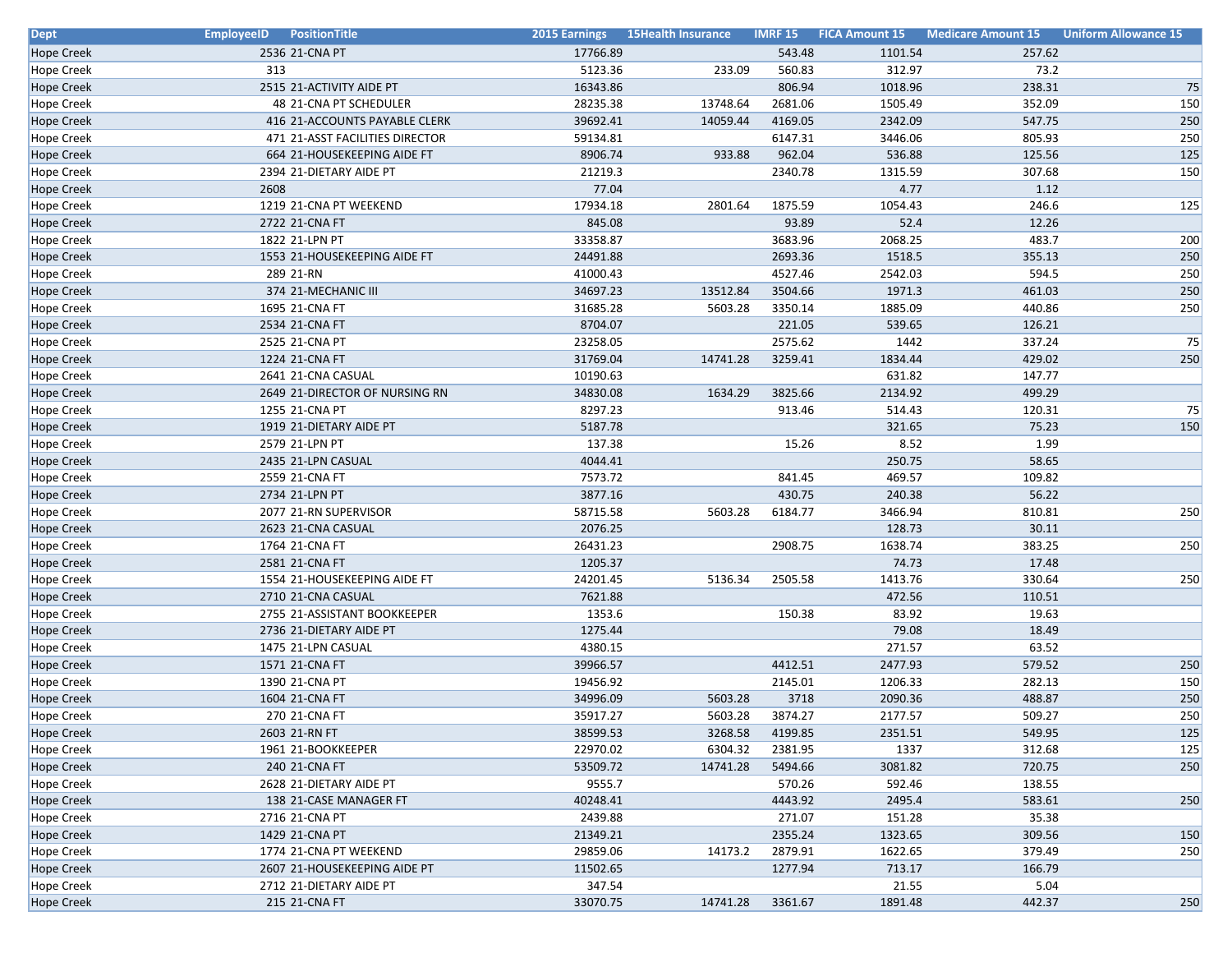| Dept | EmployeeID | PositionTitle | 2015 Earnings | 15Health Insurance | IMRF 15 | FICA Amount 15 | Medicare Amount 15 | Uniform Allowance 15 |
|---|---|---|---|---|---|---|---|---|
| Hope Creek | 2536 | 21-CNA PT | 17766.89 | | 543.48 | 1101.54 | 257.62 | |
| Hope Creek | 313 | | 5123.36 | 233.09 | 560.83 | 312.97 | 73.2 | |
| Hope Creek | 2515 | 21-ACTIVITY AIDE PT | 16343.86 | | 806.94 | 1018.96 | 238.31 | 75 |
| Hope Creek | 48 | 21-CNA PT SCHEDULER | 28235.38 | 13748.64 | 2681.06 | 1505.49 | 352.09 | 150 |
| Hope Creek | 416 | 21-ACCOUNTS PAYABLE CLERK | 39692.41 | 14059.44 | 4169.05 | 2342.09 | 547.75 | 250 |
| Hope Creek | 471 | 21-ASST FACILITIES DIRECTOR | 59134.81 | | 6147.31 | 3446.06 | 805.93 | 250 |
| Hope Creek | 664 | 21-HOUSEKEEPING AIDE FT | 8906.74 | 933.88 | 962.04 | 536.88 | 125.56 | 125 |
| Hope Creek | 2394 | 21-DIETARY AIDE PT | 21219.3 | | 2340.78 | 1315.59 | 307.68 | 150 |
| Hope Creek | 2608 | | 77.04 | | | 4.77 | 1.12 | |
| Hope Creek | 1219 | 21-CNA PT WEEKEND | 17934.18 | 2801.64 | 1875.59 | 1054.43 | 246.6 | 125 |
| Hope Creek | 2722 | 21-CNA FT | 845.08 | | 93.89 | 52.4 | 12.26 | |
| Hope Creek | 1822 | 21-LPN PT | 33358.87 | | 3683.96 | 2068.25 | 483.7 | 200 |
| Hope Creek | 1553 | 21-HOUSEKEEPING AIDE FT | 24491.88 | | 2693.36 | 1518.5 | 355.13 | 250 |
| Hope Creek | 289 | 21-RN | 41000.43 | | 4527.46 | 2542.03 | 594.5 | 250 |
| Hope Creek | 374 | 21-MECHANIC III | 34697.23 | 13512.84 | 3504.66 | 1971.3 | 461.03 | 250 |
| Hope Creek | 1695 | 21-CNA FT | 31685.28 | 5603.28 | 3350.14 | 1885.09 | 440.86 | 250 |
| Hope Creek | 2534 | 21-CNA FT | 8704.07 | | 221.05 | 539.65 | 126.21 | |
| Hope Creek | 2525 | 21-CNA PT | 23258.05 | | 2575.62 | 1442 | 337.24 | 75 |
| Hope Creek | 1224 | 21-CNA FT | 31769.04 | 14741.28 | 3259.41 | 1834.44 | 429.02 | 250 |
| Hope Creek | 2641 | 21-CNA CASUAL | 10190.63 | | | 631.82 | 147.77 | |
| Hope Creek | 2649 | 21-DIRECTOR OF NURSING RN | 34830.08 | 1634.29 | 3825.66 | 2134.92 | 499.29 | |
| Hope Creek | 1255 | 21-CNA PT | 8297.23 | | 913.46 | 514.43 | 120.31 | 75 |
| Hope Creek | 1919 | 21-DIETARY AIDE PT | 5187.78 | | | 321.65 | 75.23 | 150 |
| Hope Creek | 2579 | 21-LPN PT | 137.38 | | 15.26 | 8.52 | 1.99 | |
| Hope Creek | 2435 | 21-LPN CASUAL | 4044.41 | | | 250.75 | 58.65 | |
| Hope Creek | 2559 | 21-CNA FT | 7573.72 | | 841.45 | 469.57 | 109.82 | |
| Hope Creek | 2734 | 21-LPN PT | 3877.16 | | 430.75 | 240.38 | 56.22 | |
| Hope Creek | 2077 | 21-RN SUPERVISOR | 58715.58 | 5603.28 | 6184.77 | 3466.94 | 810.81 | 250 |
| Hope Creek | 2623 | 21-CNA CASUAL | 2076.25 | | | 128.73 | 30.11 | |
| Hope Creek | 1764 | 21-CNA FT | 26431.23 | | 2908.75 | 1638.74 | 383.25 | 250 |
| Hope Creek | 2581 | 21-CNA FT | 1205.37 | | | 74.73 | 17.48 | |
| Hope Creek | 1554 | 21-HOUSEKEEPING AIDE FT | 24201.45 | 5136.34 | 2505.58 | 1413.76 | 330.64 | 250 |
| Hope Creek | 2710 | 21-CNA CASUAL | 7621.88 | | | 472.56 | 110.51 | |
| Hope Creek | 2755 | 21-ASSISTANT BOOKKEEPER | 1353.6 | | 150.38 | 83.92 | 19.63 | |
| Hope Creek | 2736 | 21-DIETARY AIDE PT | 1275.44 | | | 79.08 | 18.49 | |
| Hope Creek | 1475 | 21-LPN CASUAL | 4380.15 | | | 271.57 | 63.52 | |
| Hope Creek | 1571 | 21-CNA FT | 39966.57 | | 4412.51 | 2477.93 | 579.52 | 250 |
| Hope Creek | 1390 | 21-CNA PT | 19456.92 | | 2145.01 | 1206.33 | 282.13 | 150 |
| Hope Creek | 1604 | 21-CNA FT | 34996.09 | 5603.28 | 3718 | 2090.36 | 488.87 | 250 |
| Hope Creek | 270 | 21-CNA FT | 35917.27 | 5603.28 | 3874.27 | 2177.57 | 509.27 | 250 |
| Hope Creek | 2603 | 21-RN FT | 38599.53 | 3268.58 | 4199.85 | 2351.51 | 549.95 | 125 |
| Hope Creek | 1961 | 21-BOOKKEEPER | 22970.02 | 6304.32 | 2381.95 | 1337 | 312.68 | 125 |
| Hope Creek | 240 | 21-CNA FT | 53509.72 | 14741.28 | 5494.66 | 3081.82 | 720.75 | 250 |
| Hope Creek | 2628 | 21-DIETARY AIDE PT | 9555.7 | | 570.26 | 592.46 | 138.55 | |
| Hope Creek | 138 | 21-CASE MANAGER FT | 40248.41 | | 4443.92 | 2495.4 | 583.61 | 250 |
| Hope Creek | 2716 | 21-CNA PT | 2439.88 | | 271.07 | 151.28 | 35.38 | |
| Hope Creek | 1429 | 21-CNA PT | 21349.21 | | 2355.24 | 1323.65 | 309.56 | 150 |
| Hope Creek | 1774 | 21-CNA PT WEEKEND | 29859.06 | 14173.2 | 2879.91 | 1622.65 | 379.49 | 250 |
| Hope Creek | 2607 | 21-HOUSEKEEPING AIDE PT | 11502.65 | | 1277.94 | 713.17 | 166.79 | |
| Hope Creek | 2712 | 21-DIETARY AIDE PT | 347.54 | | | 21.55 | 5.04 | |
| Hope Creek | 215 | 21-CNA FT | 33070.75 | 14741.28 | 3361.67 | 1891.48 | 442.37 | 250 |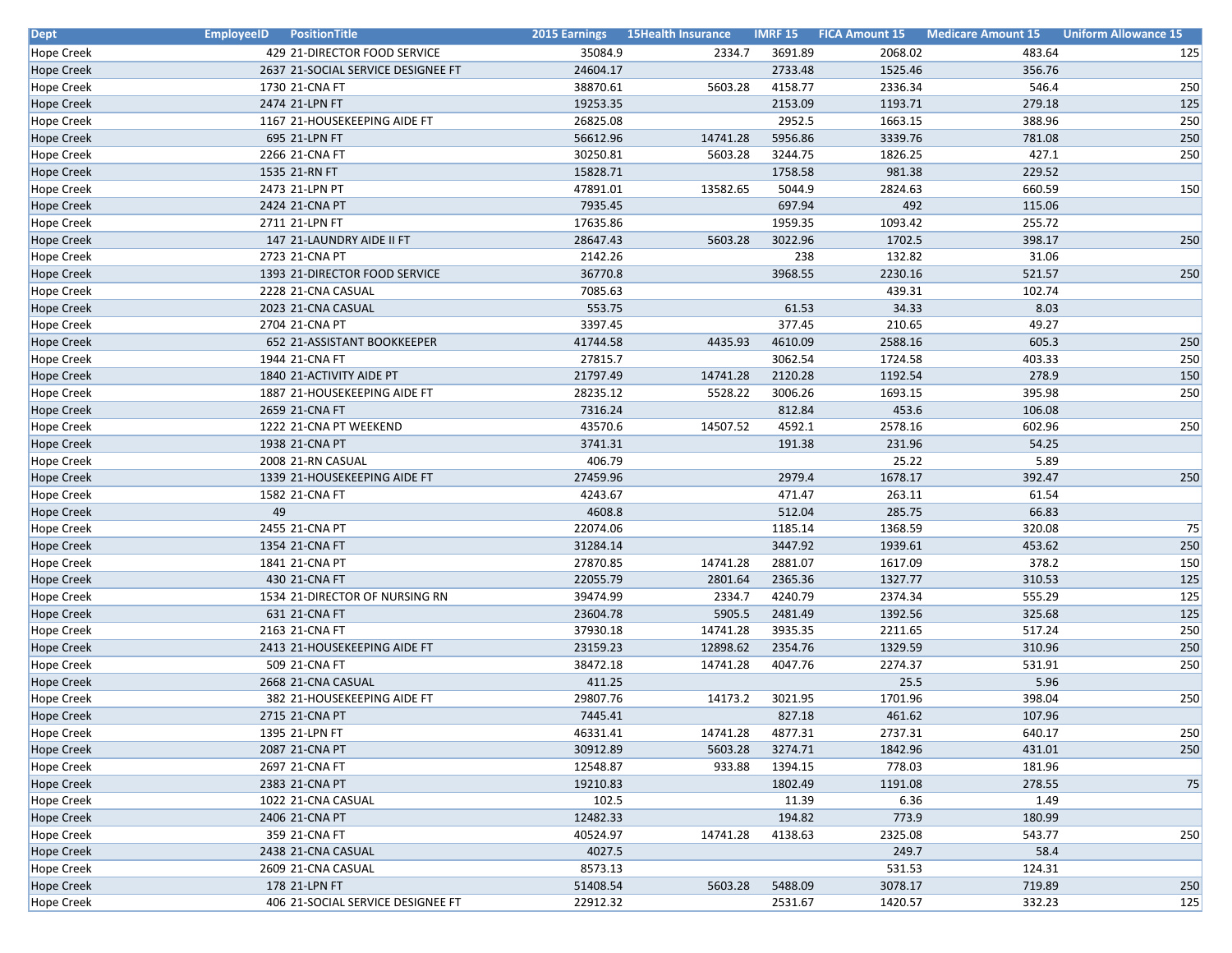| Dept | EmployeeID | PositionTitle | 2015 Earnings | 15Health Insurance | IMRF 15 | FICA Amount 15 | Medicare Amount 15 | Uniform Allowance 15 |
|---|---|---|---|---|---|---|---|---|
| Hope Creek | 429 | 21-DIRECTOR FOOD SERVICE | 35084.9 | 2334.7 | 3691.89 | 2068.02 | 483.64 | 125 |
| Hope Creek | 2637 | 21-SOCIAL SERVICE DESIGNEE FT | 24604.17 | | 2733.48 | 1525.46 | 356.76 | |
| Hope Creek | 1730 | 21-CNA FT | 38870.61 | 5603.28 | 4158.77 | 2336.34 | 546.4 | 250 |
| Hope Creek | 2474 | 21-LPN FT | 19253.35 | | 2153.09 | 1193.71 | 279.18 | 125 |
| Hope Creek | 1167 | 21-HOUSEKEEPING AIDE FT | 26825.08 | | 2952.5 | 1663.15 | 388.96 | 250 |
| Hope Creek | 695 | 21-LPN FT | 56612.96 | 14741.28 | 5956.86 | 3339.76 | 781.08 | 250 |
| Hope Creek | 2266 | 21-CNA FT | 30250.81 | 5603.28 | 3244.75 | 1826.25 | 427.1 | 250 |
| Hope Creek | 1535 | 21-RN FT | 15828.71 | | 1758.58 | 981.38 | 229.52 | |
| Hope Creek | 2473 | 21-LPN PT | 47891.01 | 13582.65 | 5044.9 | 2824.63 | 660.59 | 150 |
| Hope Creek | 2424 | 21-CNA PT | 7935.45 | | 697.94 | 492 | 115.06 | |
| Hope Creek | 2711 | 21-LPN FT | 17635.86 | | 1959.35 | 1093.42 | 255.72 | |
| Hope Creek | 147 | 21-LAUNDRY AIDE II FT | 28647.43 | 5603.28 | 3022.96 | 1702.5 | 398.17 | 250 |
| Hope Creek | 2723 | 21-CNA PT | 2142.26 | | 238 | 132.82 | 31.06 | |
| Hope Creek | 1393 | 21-DIRECTOR FOOD SERVICE | 36770.8 | | 3968.55 | 2230.16 | 521.57 | 250 |
| Hope Creek | 2228 | 21-CNA CASUAL | 7085.63 | | | 439.31 | 102.74 | |
| Hope Creek | 2023 | 21-CNA CASUAL | 553.75 | | 61.53 | 34.33 | 8.03 | |
| Hope Creek | 2704 | 21-CNA PT | 3397.45 | | 377.45 | 210.65 | 49.27 | |
| Hope Creek | 652 | 21-ASSISTANT BOOKKEEPER | 41744.58 | 4435.93 | 4610.09 | 2588.16 | 605.3 | 250 |
| Hope Creek | 1944 | 21-CNA FT | 27815.7 | | 3062.54 | 1724.58 | 403.33 | 250 |
| Hope Creek | 1840 | 21-ACTIVITY AIDE PT | 21797.49 | 14741.28 | 2120.28 | 1192.54 | 278.9 | 150 |
| Hope Creek | 1887 | 21-HOUSEKEEPING AIDE FT | 28235.12 | 5528.22 | 3006.26 | 1693.15 | 395.98 | 250 |
| Hope Creek | 2659 | 21-CNA FT | 7316.24 | | 812.84 | 453.6 | 106.08 | |
| Hope Creek | 1222 | 21-CNA PT WEEKEND | 43570.6 | 14507.52 | 4592.1 | 2578.16 | 602.96 | 250 |
| Hope Creek | 1938 | 21-CNA PT | 3741.31 | | 191.38 | 231.96 | 54.25 | |
| Hope Creek | 2008 | 21-RN CASUAL | 406.79 | | | 25.22 | 5.89 | |
| Hope Creek | 1339 | 21-HOUSEKEEPING AIDE FT | 27459.96 | | 2979.4 | 1678.17 | 392.47 | 250 |
| Hope Creek | 1582 | 21-CNA FT | 4243.67 | | 471.47 | 263.11 | 61.54 | |
| Hope Creek | 49 | | 4608.8 | | 512.04 | 285.75 | 66.83 | |
| Hope Creek | 2455 | 21-CNA PT | 22074.06 | | 1185.14 | 1368.59 | 320.08 | 75 |
| Hope Creek | 1354 | 21-CNA FT | 31284.14 | | 3447.92 | 1939.61 | 453.62 | 250 |
| Hope Creek | 1841 | 21-CNA PT | 27870.85 | 14741.28 | 2881.07 | 1617.09 | 378.2 | 150 |
| Hope Creek | 430 | 21-CNA FT | 22055.79 | 2801.64 | 2365.36 | 1327.77 | 310.53 | 125 |
| Hope Creek | 1534 | 21-DIRECTOR OF NURSING RN | 39474.99 | 2334.7 | 4240.79 | 2374.34 | 555.29 | 125 |
| Hope Creek | 631 | 21-CNA FT | 23604.78 | 5905.5 | 2481.49 | 1392.56 | 325.68 | 125 |
| Hope Creek | 2163 | 21-CNA FT | 37930.18 | 14741.28 | 3935.35 | 2211.65 | 517.24 | 250 |
| Hope Creek | 2413 | 21-HOUSEKEEPING AIDE FT | 23159.23 | 12898.62 | 2354.76 | 1329.59 | 310.96 | 250 |
| Hope Creek | 509 | 21-CNA FT | 38472.18 | 14741.28 | 4047.76 | 2274.37 | 531.91 | 250 |
| Hope Creek | 2668 | 21-CNA CASUAL | 411.25 | | | 25.5 | 5.96 | |
| Hope Creek | 382 | 21-HOUSEKEEPING AIDE FT | 29807.76 | 14173.2 | 3021.95 | 1701.96 | 398.04 | 250 |
| Hope Creek | 2715 | 21-CNA PT | 7445.41 | | 827.18 | 461.62 | 107.96 | |
| Hope Creek | 1395 | 21-LPN FT | 46331.41 | 14741.28 | 4877.31 | 2737.31 | 640.17 | 250 |
| Hope Creek | 2087 | 21-CNA PT | 30912.89 | 5603.28 | 3274.71 | 1842.96 | 431.01 | 250 |
| Hope Creek | 2697 | 21-CNA FT | 12548.87 | 933.88 | 1394.15 | 778.03 | 181.96 | |
| Hope Creek | 2383 | 21-CNA PT | 19210.83 | | 1802.49 | 1191.08 | 278.55 | 75 |
| Hope Creek | 1022 | 21-CNA CASUAL | 102.5 | | 11.39 | 6.36 | 1.49 | |
| Hope Creek | 2406 | 21-CNA PT | 12482.33 | | 194.82 | 773.9 | 180.99 | |
| Hope Creek | 359 | 21-CNA FT | 40524.97 | 14741.28 | 4138.63 | 2325.08 | 543.77 | 250 |
| Hope Creek | 2438 | 21-CNA CASUAL | 4027.5 | | | 249.7 | 58.4 | |
| Hope Creek | 2609 | 21-CNA CASUAL | 8573.13 | | | 531.53 | 124.31 | |
| Hope Creek | 178 | 21-LPN FT | 51408.54 | 5603.28 | 5488.09 | 3078.17 | 719.89 | 250 |
| Hope Creek | 406 | 21-SOCIAL SERVICE DESIGNEE FT | 22912.32 | | 2531.67 | 1420.57 | 332.23 | 125 |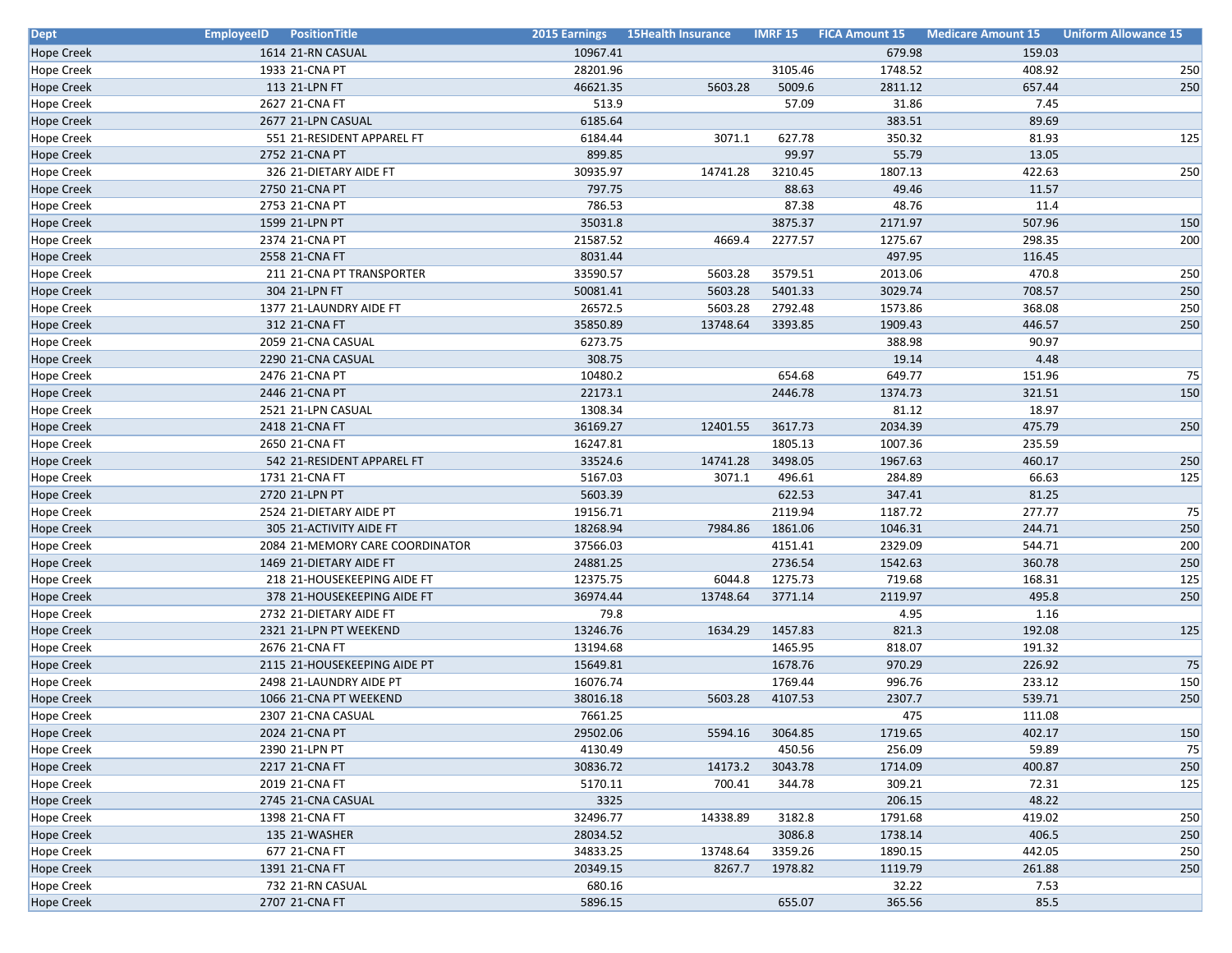| Dept | EmployeeID | PositionTitle | 2015 Earnings | 15Health Insurance | IMRF 15 | FICA Amount 15 | Medicare Amount 15 | Uniform Allowance 15 |
|---|---|---|---|---|---|---|---|---|
| Hope Creek | 1614 | 21-RN CASUAL | 10967.41 | | | 679.98 | 159.03 | |
| Hope Creek | 1933 | 21-CNA PT | 28201.96 | | 3105.46 | 1748.52 | 408.92 | 250 |
| Hope Creek | 113 | 21-LPN FT | 46621.35 | 5603.28 | 5009.6 | 2811.12 | 657.44 | 250 |
| Hope Creek | 2627 | 21-CNA FT | 513.9 | | 57.09 | 31.86 | 7.45 | |
| Hope Creek | 2677 | 21-LPN CASUAL | 6185.64 | | | 383.51 | 89.69 | |
| Hope Creek | 551 | 21-RESIDENT APPAREL FT | 6184.44 | 3071.1 | 627.78 | 350.32 | 81.93 | 125 |
| Hope Creek | 2752 | 21-CNA PT | 899.85 | | 99.97 | 55.79 | 13.05 | |
| Hope Creek | 326 | 21-DIETARY AIDE FT | 30935.97 | 14741.28 | 3210.45 | 1807.13 | 422.63 | 250 |
| Hope Creek | 2750 | 21-CNA PT | 797.75 | | 88.63 | 49.46 | 11.57 | |
| Hope Creek | 2753 | 21-CNA PT | 786.53 | | 87.38 | 48.76 | 11.4 | |
| Hope Creek | 1599 | 21-LPN PT | 35031.8 | | 3875.37 | 2171.97 | 507.96 | 150 |
| Hope Creek | 2374 | 21-CNA PT | 21587.52 | 4669.4 | 2277.57 | 1275.67 | 298.35 | 200 |
| Hope Creek | 2558 | 21-CNA FT | 8031.44 | | | 497.95 | 116.45 | |
| Hope Creek | 211 | 21-CNA PT TRANSPORTER | 33590.57 | 5603.28 | 3579.51 | 2013.06 | 470.8 | 250 |
| Hope Creek | 304 | 21-LPN FT | 50081.41 | 5603.28 | 5401.33 | 3029.74 | 708.57 | 250 |
| Hope Creek | 1377 | 21-LAUNDRY AIDE FT | 26572.5 | 5603.28 | 2792.48 | 1573.86 | 368.08 | 250 |
| Hope Creek | 312 | 21-CNA FT | 35850.89 | 13748.64 | 3393.85 | 1909.43 | 446.57 | 250 |
| Hope Creek | 2059 | 21-CNA CASUAL | 6273.75 | | | 388.98 | 90.97 | |
| Hope Creek | 2290 | 21-CNA CASUAL | 308.75 | | | 19.14 | 4.48 | |
| Hope Creek | 2476 | 21-CNA PT | 10480.2 | | 654.68 | 649.77 | 151.96 | 75 |
| Hope Creek | 2446 | 21-CNA PT | 22173.1 | | 2446.78 | 1374.73 | 321.51 | 150 |
| Hope Creek | 2521 | 21-LPN CASUAL | 1308.34 | | | 81.12 | 18.97 | |
| Hope Creek | 2418 | 21-CNA FT | 36169.27 | 12401.55 | 3617.73 | 2034.39 | 475.79 | 250 |
| Hope Creek | 2650 | 21-CNA FT | 16247.81 | | 1805.13 | 1007.36 | 235.59 | |
| Hope Creek | 542 | 21-RESIDENT APPAREL FT | 33524.6 | 14741.28 | 3498.05 | 1967.63 | 460.17 | 250 |
| Hope Creek | 1731 | 21-CNA FT | 5167.03 | 3071.1 | 496.61 | 284.89 | 66.63 | 125 |
| Hope Creek | 2720 | 21-LPN PT | 5603.39 | | 622.53 | 347.41 | 81.25 | |
| Hope Creek | 2524 | 21-DIETARY AIDE PT | 19156.71 | | 2119.94 | 1187.72 | 277.77 | 75 |
| Hope Creek | 305 | 21-ACTIVITY AIDE FT | 18268.94 | 7984.86 | 1861.06 | 1046.31 | 244.71 | 250 |
| Hope Creek | 2084 | 21-MEMORY CARE COORDINATOR | 37566.03 | | 4151.41 | 2329.09 | 544.71 | 200 |
| Hope Creek | 1469 | 21-DIETARY AIDE FT | 24881.25 | | 2736.54 | 1542.63 | 360.78 | 250 |
| Hope Creek | 218 | 21-HOUSEKEEPING AIDE FT | 12375.75 | 6044.8 | 1275.73 | 719.68 | 168.31 | 125 |
| Hope Creek | 378 | 21-HOUSEKEEPING AIDE FT | 36974.44 | 13748.64 | 3771.14 | 2119.97 | 495.8 | 250 |
| Hope Creek | 2732 | 21-DIETARY AIDE FT | 79.8 | | | 4.95 | 1.16 | |
| Hope Creek | 2321 | 21-LPN PT WEEKEND | 13246.76 | 1634.29 | 1457.83 | 821.3 | 192.08 | 125 |
| Hope Creek | 2676 | 21-CNA FT | 13194.68 | | 1465.95 | 818.07 | 191.32 | |
| Hope Creek | 2115 | 21-HOUSEKEEPING AIDE PT | 15649.81 | | 1678.76 | 970.29 | 226.92 | 75 |
| Hope Creek | 2498 | 21-LAUNDRY AIDE PT | 16076.74 | | 1769.44 | 996.76 | 233.12 | 150 |
| Hope Creek | 1066 | 21-CNA PT WEEKEND | 38016.18 | 5603.28 | 4107.53 | 2307.7 | 539.71 | 250 |
| Hope Creek | 2307 | 21-CNA CASUAL | 7661.25 | | | 475 | 111.08 | |
| Hope Creek | 2024 | 21-CNA PT | 29502.06 | 5594.16 | 3064.85 | 1719.65 | 402.17 | 150 |
| Hope Creek | 2390 | 21-LPN PT | 4130.49 | | 450.56 | 256.09 | 59.89 | 75 |
| Hope Creek | 2217 | 21-CNA FT | 30836.72 | 14173.2 | 3043.78 | 1714.09 | 400.87 | 250 |
| Hope Creek | 2019 | 21-CNA FT | 5170.11 | 700.41 | 344.78 | 309.21 | 72.31 | 125 |
| Hope Creek | 2745 | 21-CNA CASUAL | 3325 | | | 206.15 | 48.22 | |
| Hope Creek | 1398 | 21-CNA FT | 32496.77 | 14338.89 | 3182.8 | 1791.68 | 419.02 | 250 |
| Hope Creek | 135 | 21-WASHER | 28034.52 | | 3086.8 | 1738.14 | 406.5 | 250 |
| Hope Creek | 677 | 21-CNA FT | 34833.25 | 13748.64 | 3359.26 | 1890.15 | 442.05 | 250 |
| Hope Creek | 1391 | 21-CNA FT | 20349.15 | 8267.7 | 1978.82 | 1119.79 | 261.88 | 250 |
| Hope Creek | 732 | 21-RN CASUAL | 680.16 | | | 32.22 | 7.53 | |
| Hope Creek | 2707 | 21-CNA FT | 5896.15 | | 655.07 | 365.56 | 85.5 | |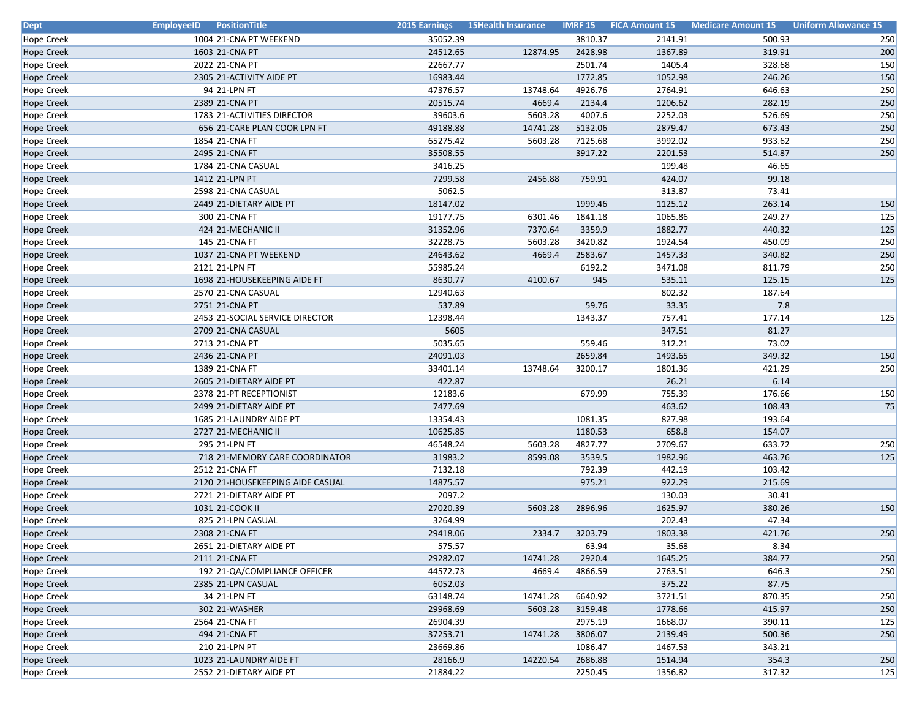| Dept | EmployeeID | PositionTitle | 2015 Earnings | 15Health Insurance | IMRF 15 | FICA Amount 15 | Medicare Amount 15 | Uniform Allowance 15 |
|---|---|---|---|---|---|---|---|---|
| Hope Creek | 1004 | 21-CNA PT WEEKEND | 35052.39 | | 3810.37 | 2141.91 | 500.93 | 250 |
| Hope Creek | 1603 | 21-CNA PT | 24512.65 | 12874.95 | 2428.98 | 1367.89 | 319.91 | 200 |
| Hope Creek | 2022 | 21-CNA PT | 22667.77 | | 2501.74 | 1405.4 | 328.68 | 150 |
| Hope Creek | 2305 | 21-ACTIVITY AIDE PT | 16983.44 | | 1772.85 | 1052.98 | 246.26 | 150 |
| Hope Creek | 94 | 21-LPN FT | 47376.57 | 13748.64 | 4926.76 | 2764.91 | 646.63 | 250 |
| Hope Creek | 2389 | 21-CNA PT | 20515.74 | 4669.4 | 2134.4 | 1206.62 | 282.19 | 250 |
| Hope Creek | 1783 | 21-ACTIVITIES DIRECTOR | 39603.6 | 5603.28 | 4007.6 | 2252.03 | 526.69 | 250 |
| Hope Creek | 656 | 21-CARE PLAN COOR LPN FT | 49188.88 | 14741.28 | 5132.06 | 2879.47 | 673.43 | 250 |
| Hope Creek | 1854 | 21-CNA FT | 65275.42 | 5603.28 | 7125.68 | 3992.02 | 933.62 | 250 |
| Hope Creek | 2495 | 21-CNA FT | 35508.55 | | 3917.22 | 2201.53 | 514.87 | 250 |
| Hope Creek | 1784 | 21-CNA CASUAL | 3416.25 | | | 199.48 | 46.65 | |
| Hope Creek | 1412 | 21-LPN PT | 7299.58 | 2456.88 | 759.91 | 424.07 | 99.18 | |
| Hope Creek | 2598 | 21-CNA CASUAL | 5062.5 | | | 313.87 | 73.41 | |
| Hope Creek | 2449 | 21-DIETARY AIDE PT | 18147.02 | | 1999.46 | 1125.12 | 263.14 | 150 |
| Hope Creek | 300 | 21-CNA FT | 19177.75 | 6301.46 | 1841.18 | 1065.86 | 249.27 | 125 |
| Hope Creek | 424 | 21-MECHANIC II | 31352.96 | 7370.64 | 3359.9 | 1882.77 | 440.32 | 125 |
| Hope Creek | 145 | 21-CNA FT | 32228.75 | 5603.28 | 3420.82 | 1924.54 | 450.09 | 250 |
| Hope Creek | 1037 | 21-CNA PT WEEKEND | 24643.62 | 4669.4 | 2583.67 | 1457.33 | 340.82 | 250 |
| Hope Creek | 2121 | 21-LPN FT | 55985.24 | | 6192.2 | 3471.08 | 811.79 | 250 |
| Hope Creek | 1698 | 21-HOUSEKEEPING AIDE FT | 8630.77 | 4100.67 | 945 | 535.11 | 125.15 | 125 |
| Hope Creek | 2570 | 21-CNA CASUAL | 12940.63 | | | 802.32 | 187.64 | |
| Hope Creek | 2751 | 21-CNA PT | 537.89 | | 59.76 | 33.35 | 7.8 | |
| Hope Creek | 2453 | 21-SOCIAL SERVICE DIRECTOR | 12398.44 | | 1343.37 | 757.41 | 177.14 | 125 |
| Hope Creek | 2709 | 21-CNA CASUAL | 5605 | | | 347.51 | 81.27 | |
| Hope Creek | 2713 | 21-CNA PT | 5035.65 | | 559.46 | 312.21 | 73.02 | |
| Hope Creek | 2436 | 21-CNA PT | 24091.03 | | 2659.84 | 1493.65 | 349.32 | 150 |
| Hope Creek | 1389 | 21-CNA FT | 33401.14 | 13748.64 | 3200.17 | 1801.36 | 421.29 | 250 |
| Hope Creek | 2605 | 21-DIETARY AIDE PT | 422.87 | | | 26.21 | 6.14 | |
| Hope Creek | 2378 | 21-PT RECEPTIONIST | 12183.6 | | 679.99 | 755.39 | 176.66 | 150 |
| Hope Creek | 2499 | 21-DIETARY AIDE PT | 7477.69 | | | 463.62 | 108.43 | 75 |
| Hope Creek | 1685 | 21-LAUNDRY AIDE PT | 13354.43 | | 1081.35 | 827.98 | 193.64 | |
| Hope Creek | 2727 | 21-MECHANIC II | 10625.85 | | 1180.53 | 658.8 | 154.07 | |
| Hope Creek | 295 | 21-LPN FT | 46548.24 | 5603.28 | 4827.77 | 2709.67 | 633.72 | 250 |
| Hope Creek | 718 | 21-MEMORY CARE COORDINATOR | 31983.2 | 8599.08 | 3539.5 | 1982.96 | 463.76 | 125 |
| Hope Creek | 2512 | 21-CNA FT | 7132.18 | | 792.39 | 442.19 | 103.42 | |
| Hope Creek | 2120 | 21-HOUSEKEEPING AIDE CASUAL | 14875.57 | | 975.21 | 922.29 | 215.69 | |
| Hope Creek | 2721 | 21-DIETARY AIDE PT | 2097.2 | | | 130.03 | 30.41 | |
| Hope Creek | 1031 | 21-COOK II | 27020.39 | 5603.28 | 2896.96 | 1625.97 | 380.26 | 150 |
| Hope Creek | 825 | 21-LPN CASUAL | 3264.99 | | | 202.43 | 47.34 | |
| Hope Creek | 2308 | 21-CNA FT | 29418.06 | 2334.7 | 3203.79 | 1803.38 | 421.76 | 250 |
| Hope Creek | 2651 | 21-DIETARY AIDE PT | 575.57 | | 63.94 | 35.68 | 8.34 | |
| Hope Creek | 2111 | 21-CNA FT | 29282.07 | 14741.28 | 2920.4 | 1645.25 | 384.77 | 250 |
| Hope Creek | 192 | 21-QA/COMPLIANCE OFFICER | 44572.73 | 4669.4 | 4866.59 | 2763.51 | 646.3 | 250 |
| Hope Creek | 2385 | 21-LPN CASUAL | 6052.03 | | | 375.22 | 87.75 | |
| Hope Creek | 34 | 21-LPN FT | 63148.74 | 14741.28 | 6640.92 | 3721.51 | 870.35 | 250 |
| Hope Creek | 302 | 21-WASHER | 29968.69 | 5603.28 | 3159.48 | 1778.66 | 415.97 | 250 |
| Hope Creek | 2564 | 21-CNA FT | 26904.39 | | 2975.19 | 1668.07 | 390.11 | 125 |
| Hope Creek | 494 | 21-CNA FT | 37253.71 | 14741.28 | 3806.07 | 2139.49 | 500.36 | 250 |
| Hope Creek | 210 | 21-LPN PT | 23669.86 | | 1086.47 | 1467.53 | 343.21 | |
| Hope Creek | 1023 | 21-LAUNDRY AIDE FT | 28166.9 | 14220.54 | 2686.88 | 1514.94 | 354.3 | 250 |
| Hope Creek | 2552 | 21-DIETARY AIDE PT | 21884.22 | | 2250.45 | 1356.82 | 317.32 | 125 |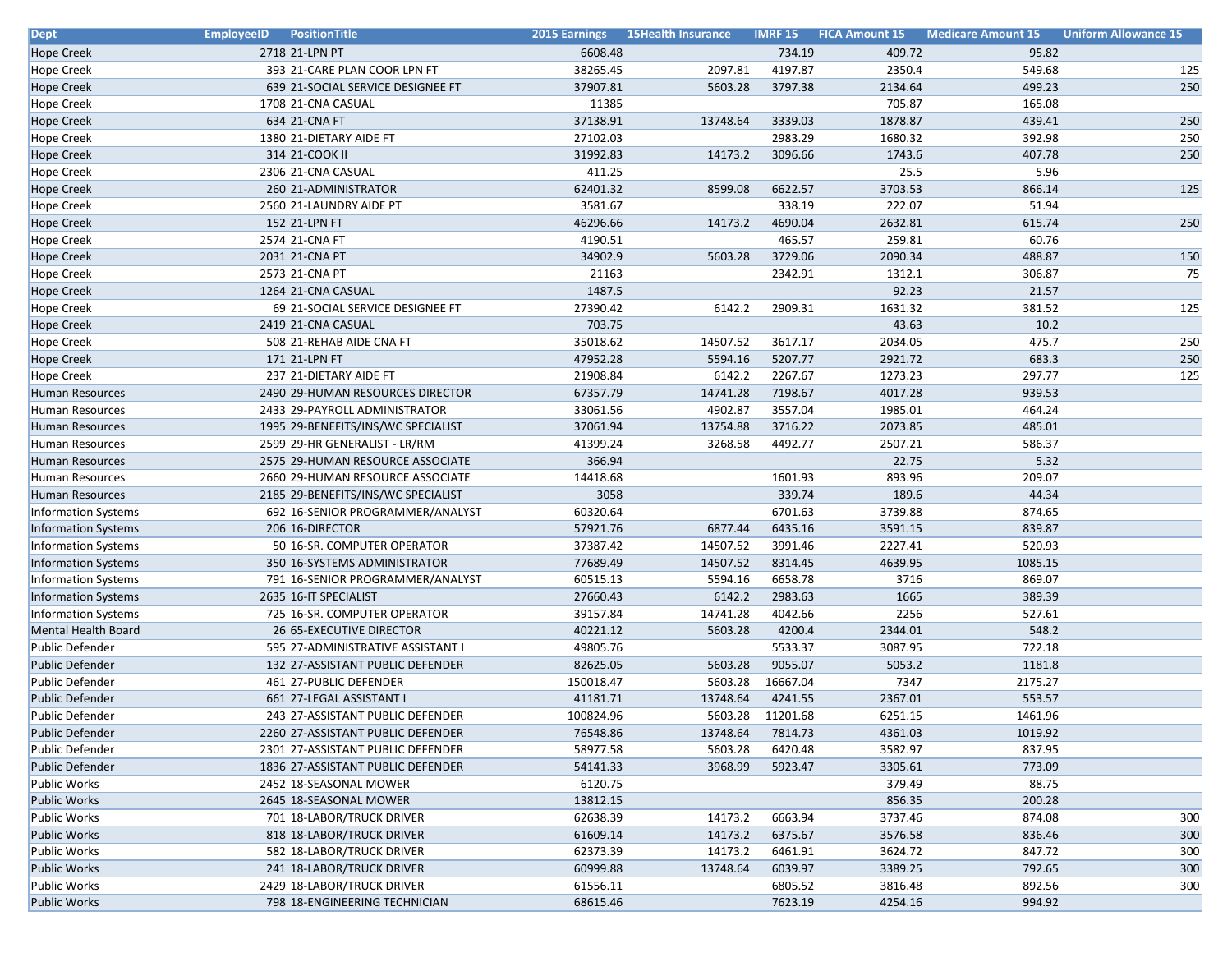| Dept | EmployeeID | PositionTitle | 2015 Earnings | 15Health Insurance | IMRF 15 | FICA Amount 15 | Medicare Amount 15 | Uniform Allowance 15 |
|---|---|---|---|---|---|---|---|---|
| Hope Creek | 2718 | 21-LPN PT | 6608.48 | | 734.19 | 409.72 | 95.82 | |
| Hope Creek | 393 | 21-CARE PLAN COOR LPN FT | 38265.45 | 2097.81 | 4197.87 | 2350.4 | 549.68 | 125 |
| Hope Creek | 639 | 21-SOCIAL SERVICE DESIGNEE FT | 37907.81 | 5603.28 | 3797.38 | 2134.64 | 499.23 | 250 |
| Hope Creek | 1708 | 21-CNA CASUAL | 11385 | | | 705.87 | 165.08 | |
| Hope Creek | 634 | 21-CNA FT | 37138.91 | 13748.64 | 3339.03 | 1878.87 | 439.41 | 250 |
| Hope Creek | 1380 | 21-DIETARY AIDE FT | 27102.03 | | 2983.29 | 1680.32 | 392.98 | 250 |
| Hope Creek | 314 | 21-COOK II | 31992.83 | 14173.2 | 3096.66 | 1743.6 | 407.78 | 250 |
| Hope Creek | 2306 | 21-CNA CASUAL | 411.25 | | | 25.5 | 5.96 | |
| Hope Creek | 260 | 21-ADMINISTRATOR | 62401.32 | 8599.08 | 6622.57 | 3703.53 | 866.14 | 125 |
| Hope Creek | 2560 | 21-LAUNDRY AIDE PT | 3581.67 | | 338.19 | 222.07 | 51.94 | |
| Hope Creek | 152 | 21-LPN FT | 46296.66 | 14173.2 | 4690.04 | 2632.81 | 615.74 | 250 |
| Hope Creek | 2574 | 21-CNA FT | 4190.51 | | 465.57 | 259.81 | 60.76 | |
| Hope Creek | 2031 | 21-CNA PT | 34902.9 | 5603.28 | 3729.06 | 2090.34 | 488.87 | 150 |
| Hope Creek | 2573 | 21-CNA PT | 21163 | | 2342.91 | 1312.1 | 306.87 | 75 |
| Hope Creek | 1264 | 21-CNA CASUAL | 1487.5 | | | 92.23 | 21.57 | |
| Hope Creek | 69 | 21-SOCIAL SERVICE DESIGNEE FT | 27390.42 | 6142.2 | 2909.31 | 1631.32 | 381.52 | 125 |
| Hope Creek | 2419 | 21-CNA CASUAL | 703.75 | | | 43.63 | 10.2 | |
| Hope Creek | 508 | 21-REHAB AIDE CNA FT | 35018.62 | 14507.52 | 3617.17 | 2034.05 | 475.7 | 250 |
| Hope Creek | 171 | 21-LPN FT | 47952.28 | 5594.16 | 5207.77 | 2921.72 | 683.3 | 250 |
| Hope Creek | 237 | 21-DIETARY AIDE FT | 21908.84 | 6142.2 | 2267.67 | 1273.23 | 297.77 | 125 |
| Human Resources | 2490 | 29-HUMAN RESOURCES DIRECTOR | 67357.79 | 14741.28 | 7198.67 | 4017.28 | 939.53 | |
| Human Resources | 2433 | 29-PAYROLL ADMINISTRATOR | 33061.56 | 4902.87 | 3557.04 | 1985.01 | 464.24 | |
| Human Resources | 1995 | 29-BENEFITS/INS/WC SPECIALIST | 37061.94 | 13754.88 | 3716.22 | 2073.85 | 485.01 | |
| Human Resources | 2599 | 29-HR GENERALIST - LR/RM | 41399.24 | 3268.58 | 4492.77 | 2507.21 | 586.37 | |
| Human Resources | 2575 | 29-HUMAN RESOURCE ASSOCIATE | 366.94 | | | 22.75 | 5.32 | |
| Human Resources | 2660 | 29-HUMAN RESOURCE ASSOCIATE | 14418.68 | | 1601.93 | 893.96 | 209.07 | |
| Human Resources | 2185 | 29-BENEFITS/INS/WC SPECIALIST | 3058 | | 339.74 | 189.6 | 44.34 | |
| Information Systems | 692 | 16-SENIOR PROGRAMMER/ANALYST | 60320.64 | | 6701.63 | 3739.88 | 874.65 | |
| Information Systems | 206 | 16-DIRECTOR | 57921.76 | 6877.44 | 6435.16 | 3591.15 | 839.87 | |
| Information Systems | 50 | 16-SR. COMPUTER OPERATOR | 37387.42 | 14507.52 | 3991.46 | 2227.41 | 520.93 | |
| Information Systems | 350 | 16-SYSTEMS ADMINISTRATOR | 77689.49 | 14507.52 | 8314.45 | 4639.95 | 1085.15 | |
| Information Systems | 791 | 16-SENIOR PROGRAMMER/ANALYST | 60515.13 | 5594.16 | 6658.78 | 3716 | 869.07 | |
| Information Systems | 2635 | 16-IT SPECIALIST | 27660.43 | 6142.2 | 2983.63 | 1665 | 389.39 | |
| Information Systems | 725 | 16-SR. COMPUTER OPERATOR | 39157.84 | 14741.28 | 4042.66 | 2256 | 527.61 | |
| Mental Health Board | 26 | 65-EXECUTIVE DIRECTOR | 40221.12 | 5603.28 | 4200.4 | 2344.01 | 548.2 | |
| Public Defender | 595 | 27-ADMINISTRATIVE ASSISTANT I | 49805.76 | | 5533.37 | 3087.95 | 722.18 | |
| Public Defender | 132 | 27-ASSISTANT PUBLIC DEFENDER | 82625.05 | 5603.28 | 9055.07 | 5053.2 | 1181.8 | |
| Public Defender | 461 | 27-PUBLIC DEFENDER | 150018.47 | 5603.28 | 16667.04 | 7347 | 2175.27 | |
| Public Defender | 661 | 27-LEGAL ASSISTANT I | 41181.71 | 13748.64 | 4241.55 | 2367.01 | 553.57 | |
| Public Defender | 243 | 27-ASSISTANT PUBLIC DEFENDER | 100824.96 | 5603.28 | 11201.68 | 6251.15 | 1461.96 | |
| Public Defender | 2260 | 27-ASSISTANT PUBLIC DEFENDER | 76548.86 | 13748.64 | 7814.73 | 4361.03 | 1019.92 | |
| Public Defender | 2301 | 27-ASSISTANT PUBLIC DEFENDER | 58977.58 | 5603.28 | 6420.48 | 3582.97 | 837.95 | |
| Public Defender | 1836 | 27-ASSISTANT PUBLIC DEFENDER | 54141.33 | 3968.99 | 5923.47 | 3305.61 | 773.09 | |
| Public Works | 2452 | 18-SEASONAL MOWER | 6120.75 | | | 379.49 | 88.75 | |
| Public Works | 2645 | 18-SEASONAL MOWER | 13812.15 | | | 856.35 | 200.28 | |
| Public Works | 701 | 18-LABOR/TRUCK DRIVER | 62638.39 | 14173.2 | 6663.94 | 3737.46 | 874.08 | 300 |
| Public Works | 818 | 18-LABOR/TRUCK DRIVER | 61609.14 | 14173.2 | 6375.67 | 3576.58 | 836.46 | 300 |
| Public Works | 582 | 18-LABOR/TRUCK DRIVER | 62373.39 | 14173.2 | 6461.91 | 3624.72 | 847.72 | 300 |
| Public Works | 241 | 18-LABOR/TRUCK DRIVER | 60999.88 | 13748.64 | 6039.97 | 3389.25 | 792.65 | 300 |
| Public Works | 2429 | 18-LABOR/TRUCK DRIVER | 61556.11 | | 6805.52 | 3816.48 | 892.56 | 300 |
| Public Works | 798 | 18-ENGINEERING TECHNICIAN | 68615.46 | | 7623.19 | 4254.16 | 994.92 | |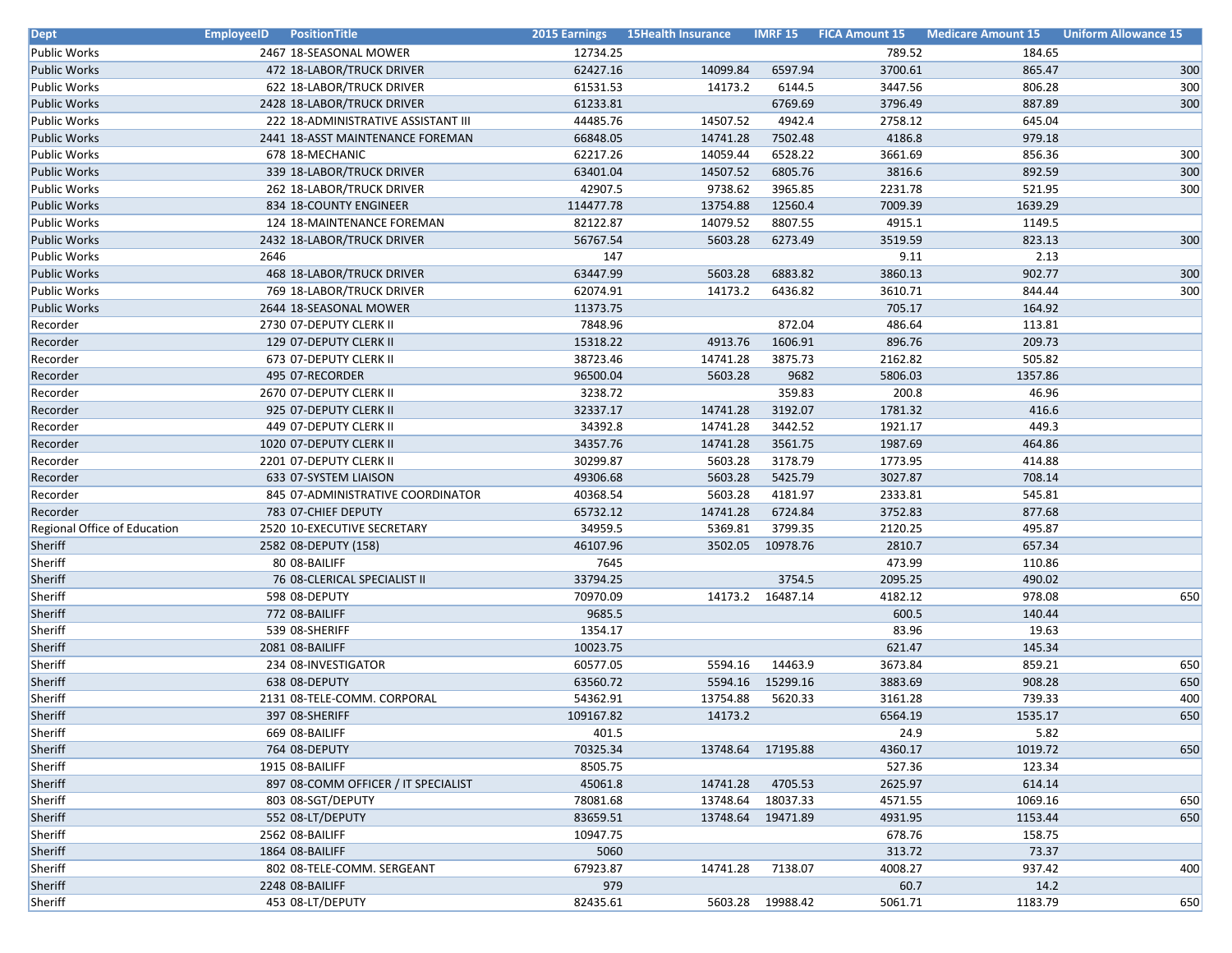| Dept | EmployeeID | PositionTitle | 2015 Earnings | 15Health Insurance | IMRF 15 | FICA Amount 15 | Medicare Amount 15 | Uniform Allowance 15 |
|---|---|---|---|---|---|---|---|---|
| Public Works | 2467 | 18-SEASONAL MOWER | 12734.25 | | | 789.52 | 184.65 | |
| Public Works | 472 | 18-LABOR/TRUCK DRIVER | 62427.16 | 14099.84 | 6597.94 | 3700.61 | 865.47 | 300 |
| Public Works | 622 | 18-LABOR/TRUCK DRIVER | 61531.53 | 14173.2 | 6144.5 | 3447.56 | 806.28 | 300 |
| Public Works | 2428 | 18-LABOR/TRUCK DRIVER | 61233.81 | | 6769.69 | 3796.49 | 887.89 | 300 |
| Public Works | 222 | 18-ADMINISTRATIVE ASSISTANT III | 44485.76 | 14507.52 | 4942.4 | 2758.12 | 645.04 | |
| Public Works | 2441 | 18-ASST MAINTENANCE FOREMAN | 66848.05 | 14741.28 | 7502.48 | 4186.8 | 979.18 | |
| Public Works | 678 | 18-MECHANIC | 62217.26 | 14059.44 | 6528.22 | 3661.69 | 856.36 | 300 |
| Public Works | 339 | 18-LABOR/TRUCK DRIVER | 63401.04 | 14507.52 | 6805.76 | 3816.6 | 892.59 | 300 |
| Public Works | 262 | 18-LABOR/TRUCK DRIVER | 42907.5 | 9738.62 | 3965.85 | 2231.78 | 521.95 | 300 |
| Public Works | 834 | 18-COUNTY ENGINEER | 114477.78 | 13754.88 | 12560.4 | 7009.39 | 1639.29 | |
| Public Works | 124 | 18-MAINTENANCE FOREMAN | 82122.87 | 14079.52 | 8807.55 | 4915.1 | 1149.5 | |
| Public Works | 2432 | 18-LABOR/TRUCK DRIVER | 56767.54 | 5603.28 | 6273.49 | 3519.59 | 823.13 | 300 |
| Public Works | 2646 | | 147 | | | 9.11 | 2.13 | |
| Public Works | 468 | 18-LABOR/TRUCK DRIVER | 63447.99 | 5603.28 | 6883.82 | 3860.13 | 902.77 | 300 |
| Public Works | 769 | 18-LABOR/TRUCK DRIVER | 62074.91 | 14173.2 | 6436.82 | 3610.71 | 844.44 | 300 |
| Public Works | 2644 | 18-SEASONAL MOWER | 11373.75 | | | 705.17 | 164.92 | |
| Recorder | 2730 | 07-DEPUTY CLERK II | 7848.96 | | 872.04 | 486.64 | 113.81 | |
| Recorder | 129 | 07-DEPUTY CLERK II | 15318.22 | 4913.76 | 1606.91 | 896.76 | 209.73 | |
| Recorder | 673 | 07-DEPUTY CLERK II | 38723.46 | 14741.28 | 3875.73 | 2162.82 | 505.82 | |
| Recorder | 495 | 07-RECORDER | 96500.04 | 5603.28 | 9682 | 5806.03 | 1357.86 | |
| Recorder | 2670 | 07-DEPUTY CLERK II | 3238.72 | | 359.83 | 200.8 | 46.96 | |
| Recorder | 925 | 07-DEPUTY CLERK II | 32337.17 | 14741.28 | 3192.07 | 1781.32 | 416.6 | |
| Recorder | 449 | 07-DEPUTY CLERK II | 34392.8 | 14741.28 | 3442.52 | 1921.17 | 449.3 | |
| Recorder | 1020 | 07-DEPUTY CLERK II | 34357.76 | 14741.28 | 3561.75 | 1987.69 | 464.86 | |
| Recorder | 2201 | 07-DEPUTY CLERK II | 30299.87 | 5603.28 | 3178.79 | 1773.95 | 414.88 | |
| Recorder | 633 | 07-SYSTEM LIAISON | 49306.68 | 5603.28 | 5425.79 | 3027.87 | 708.14 | |
| Recorder | 845 | 07-ADMINISTRATIVE COORDINATOR | 40368.54 | 5603.28 | 4181.97 | 2333.81 | 545.81 | |
| Recorder | 783 | 07-CHIEF DEPUTY | 65732.12 | 14741.28 | 6724.84 | 3752.83 | 877.68 | |
| Regional Office of Education | 2520 | 10-EXECUTIVE SECRETARY | 34959.5 | 5369.81 | 3799.35 | 2120.25 | 495.87 | |
| Sheriff | 2582 | 08-DEPUTY (158) | 46107.96 | 3502.05 | 10978.76 | 2810.7 | 657.34 | |
| Sheriff | 80 | 08-BAILIFF | 7645 | | | 473.99 | 110.86 | |
| Sheriff | 76 | 08-CLERICAL SPECIALIST II | 33794.25 | | 3754.5 | 2095.25 | 490.02 | |
| Sheriff | 598 | 08-DEPUTY | 70970.09 | 14173.2 | 16487.14 | 4182.12 | 978.08 | 650 |
| Sheriff | 772 | 08-BAILIFF | 9685.5 | | | 600.5 | 140.44 | |
| Sheriff | 539 | 08-SHERIFF | 1354.17 | | | 83.96 | 19.63 | |
| Sheriff | 2081 | 08-BAILIFF | 10023.75 | | | 621.47 | 145.34 | |
| Sheriff | 234 | 08-INVESTIGATOR | 60577.05 | 5594.16 | 14463.9 | 3673.84 | 859.21 | 650 |
| Sheriff | 638 | 08-DEPUTY | 63560.72 | 5594.16 | 15299.16 | 3883.69 | 908.28 | 650 |
| Sheriff | 2131 | 08-TELE-COMM. CORPORAL | 54362.91 | 13754.88 | 5620.33 | 3161.28 | 739.33 | 400 |
| Sheriff | 397 | 08-SHERIFF | 109167.82 | 14173.2 | | 6564.19 | 1535.17 | 650 |
| Sheriff | 669 | 08-BAILIFF | 401.5 | | | 24.9 | 5.82 | |
| Sheriff | 764 | 08-DEPUTY | 70325.34 | 13748.64 | 17195.88 | 4360.17 | 1019.72 | 650 |
| Sheriff | 1915 | 08-BAILIFF | 8505.75 | | | 527.36 | 123.34 | |
| Sheriff | 897 | 08-COMM OFFICER / IT SPECIALIST | 45061.8 | 14741.28 | 4705.53 | 2625.97 | 614.14 | |
| Sheriff | 803 | 08-SGT/DEPUTY | 78081.68 | 13748.64 | 18037.33 | 4571.55 | 1069.16 | 650 |
| Sheriff | 552 | 08-LT/DEPUTY | 83659.51 | 13748.64 | 19471.89 | 4931.95 | 1153.44 | 650 |
| Sheriff | 2562 | 08-BAILIFF | 10947.75 | | | 678.76 | 158.75 | |
| Sheriff | 1864 | 08-BAILIFF | 5060 | | | 313.72 | 73.37 | |
| Sheriff | 802 | 08-TELE-COMM. SERGEANT | 67923.87 | 14741.28 | 7138.07 | 4008.27 | 937.42 | 400 |
| Sheriff | 2248 | 08-BAILIFF | 979 | | | 60.7 | 14.2 | |
| Sheriff | 453 | 08-LT/DEPUTY | 82435.61 | 5603.28 | 19988.42 | 5061.71 | 1183.79 | 650 |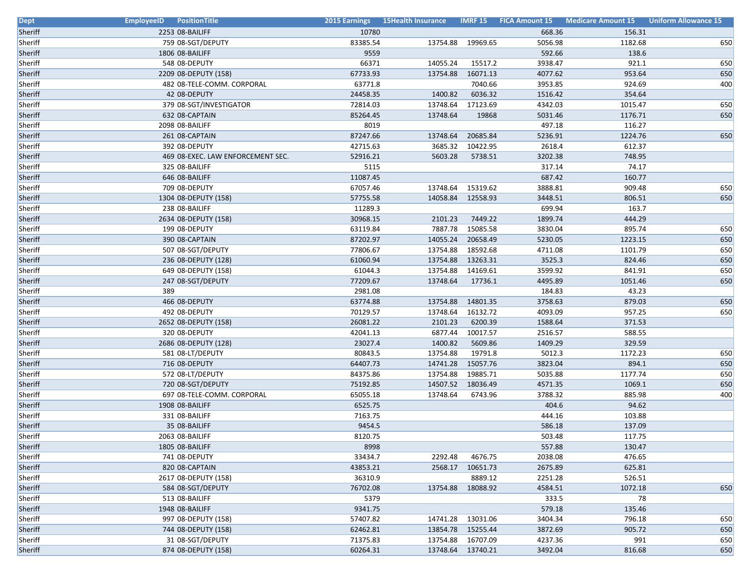| Dept | EmployeeID | PositionTitle | 2015 Earnings | 15Health Insurance | IMRF 15 | FICA Amount 15 | Medicare Amount 15 | Uniform Allowance 15 |
|---|---|---|---|---|---|---|---|---|
| Sheriff | 2253 | 08-BAILIFF | 10780 | | | 668.36 | 156.31 | |
| Sheriff | 759 | 08-SGT/DEPUTY | 83385.54 | 13754.88 | 19969.65 | 5056.98 | 1182.68 | 650 |
| Sheriff | 1806 | 08-BAILIFF | 9559 | | | 592.66 | 138.6 | |
| Sheriff | 548 | 08-DEPUTY | 66371 | 14055.24 | 15517.2 | 3938.47 | 921.1 | 650 |
| Sheriff | 2209 | 08-DEPUTY (158) | 67733.93 | 13754.88 | 16071.13 | 4077.62 | 953.64 | 650 |
| Sheriff | 482 | 08-TELE-COMM. CORPORAL | 63771.8 | | 7040.66 | 3953.85 | 924.69 | 400 |
| Sheriff | 42 | 08-DEPUTY | 24458.35 | 1400.82 | 6036.32 | 1516.42 | 354.64 | |
| Sheriff | 379 | 08-SGT/INVESTIGATOR | 72814.03 | 13748.64 | 17123.69 | 4342.03 | 1015.47 | 650 |
| Sheriff | 632 | 08-CAPTAIN | 85264.45 | 13748.64 | 19868 | 5031.46 | 1176.71 | 650 |
| Sheriff | 2098 | 08-BAILIFF | 8019 | | | 497.18 | 116.27 | |
| Sheriff | 261 | 08-CAPTAIN | 87247.66 | 13748.64 | 20685.84 | 5236.91 | 1224.76 | 650 |
| Sheriff | 392 | 08-DEPUTY | 42715.63 | 3685.32 | 10422.95 | 2618.4 | 612.37 | |
| Sheriff | 469 | 08-EXEC. LAW ENFORCEMENT SEC. | 52916.21 | 5603.28 | 5738.51 | 3202.38 | 748.95 | |
| Sheriff | 325 | 08-BAILIFF | 5115 | | | 317.14 | 74.17 | |
| Sheriff | 646 | 08-BAILIFF | 11087.45 | | | 687.42 | 160.77 | |
| Sheriff | 709 | 08-DEPUTY | 67057.46 | 13748.64 | 15319.62 | 3888.81 | 909.48 | 650 |
| Sheriff | 1304 | 08-DEPUTY (158) | 57755.58 | 14058.84 | 12558.93 | 3448.51 | 806.51 | 650 |
| Sheriff | 238 | 08-BAILIFF | 11289.3 | | | 699.94 | 163.7 | |
| Sheriff | 2634 | 08-DEPUTY (158) | 30968.15 | 2101.23 | 7449.22 | 1899.74 | 444.29 | |
| Sheriff | 199 | 08-DEPUTY | 63119.84 | 7887.78 | 15085.58 | 3830.04 | 895.74 | 650 |
| Sheriff | 390 | 08-CAPTAIN | 87202.97 | 14055.24 | 20658.49 | 5230.05 | 1223.15 | 650 |
| Sheriff | 507 | 08-SGT/DEPUTY | 77806.67 | 13754.88 | 18592.68 | 4711.08 | 1101.79 | 650 |
| Sheriff | 236 | 08-DEPUTY (128) | 61060.94 | 13754.88 | 13263.31 | 3525.3 | 824.46 | 650 |
| Sheriff | 649 | 08-DEPUTY (158) | 61044.3 | 13754.88 | 14169.61 | 3599.92 | 841.91 | 650 |
| Sheriff | 247 | 08-SGT/DEPUTY | 77209.67 | 13748.64 | 17736.1 | 4495.89 | 1051.46 | 650 |
| Sheriff | 389 | | 2981.08 | | | 184.83 | 43.23 | |
| Sheriff | 466 | 08-DEPUTY | 63774.88 | 13754.88 | 14801.35 | 3758.63 | 879.03 | 650 |
| Sheriff | 492 | 08-DEPUTY | 70129.57 | 13748.64 | 16132.72 | 4093.09 | 957.25 | 650 |
| Sheriff | 2652 | 08-DEPUTY (158) | 26081.22 | 2101.23 | 6200.39 | 1588.64 | 371.53 | |
| Sheriff | 320 | 08-DEPUTY | 42041.13 | 6877.44 | 10017.57 | 2516.57 | 588.55 | |
| Sheriff | 2686 | 08-DEPUTY (128) | 23027.4 | 1400.82 | 5609.86 | 1409.29 | 329.59 | |
| Sheriff | 581 | 08-LT/DEPUTY | 80843.5 | 13754.88 | 19791.8 | 5012.3 | 1172.23 | 650 |
| Sheriff | 716 | 08-DEPUTY | 64407.73 | 14741.28 | 15057.76 | 3823.04 | 894.1 | 650 |
| Sheriff | 572 | 08-LT/DEPUTY | 84375.86 | 13754.88 | 19885.71 | 5035.88 | 1177.74 | 650 |
| Sheriff | 720 | 08-SGT/DEPUTY | 75192.85 | 14507.52 | 18036.49 | 4571.35 | 1069.1 | 650 |
| Sheriff | 697 | 08-TELE-COMM. CORPORAL | 65055.18 | 13748.64 | 6743.96 | 3788.32 | 885.98 | 400 |
| Sheriff | 1908 | 08-BAILIFF | 6525.75 | | | 404.6 | 94.62 | |
| Sheriff | 331 | 08-BAILIFF | 7163.75 | | | 444.16 | 103.88 | |
| Sheriff | 35 | 08-BAILIFF | 9454.5 | | | 586.18 | 137.09 | |
| Sheriff | 2063 | 08-BAILIFF | 8120.75 | | | 503.48 | 117.75 | |
| Sheriff | 1805 | 08-BAILIFF | 8998 | | | 557.88 | 130.47 | |
| Sheriff | 741 | 08-DEPUTY | 33434.7 | 2292.48 | 4676.75 | 2038.08 | 476.65 | |
| Sheriff | 820 | 08-CAPTAIN | 43853.21 | 2568.17 | 10651.73 | 2675.89 | 625.81 | |
| Sheriff | 2617 | 08-DEPUTY (158) | 36310.9 | | 8889.12 | 2251.28 | 526.51 | |
| Sheriff | 584 | 08-SGT/DEPUTY | 76702.08 | 13754.88 | 18088.92 | 4584.51 | 1072.18 | 650 |
| Sheriff | 513 | 08-BAILIFF | 5379 | | | 333.5 | 78 | |
| Sheriff | 1948 | 08-BAILIFF | 9341.75 | | | 579.18 | 135.46 | |
| Sheriff | 997 | 08-DEPUTY (158) | 57407.82 | 14741.28 | 13031.06 | 3404.34 | 796.18 | 650 |
| Sheriff | 744 | 08-DEPUTY (158) | 62462.81 | 13854.78 | 15255.44 | 3872.69 | 905.72 | 650 |
| Sheriff | 31 | 08-SGT/DEPUTY | 71375.83 | 13754.88 | 16707.09 | 4237.36 | 991 | 650 |
| Sheriff | 874 | 08-DEPUTY (158) | 60264.31 | 13748.64 | 13740.21 | 3492.04 | 816.68 | 650 |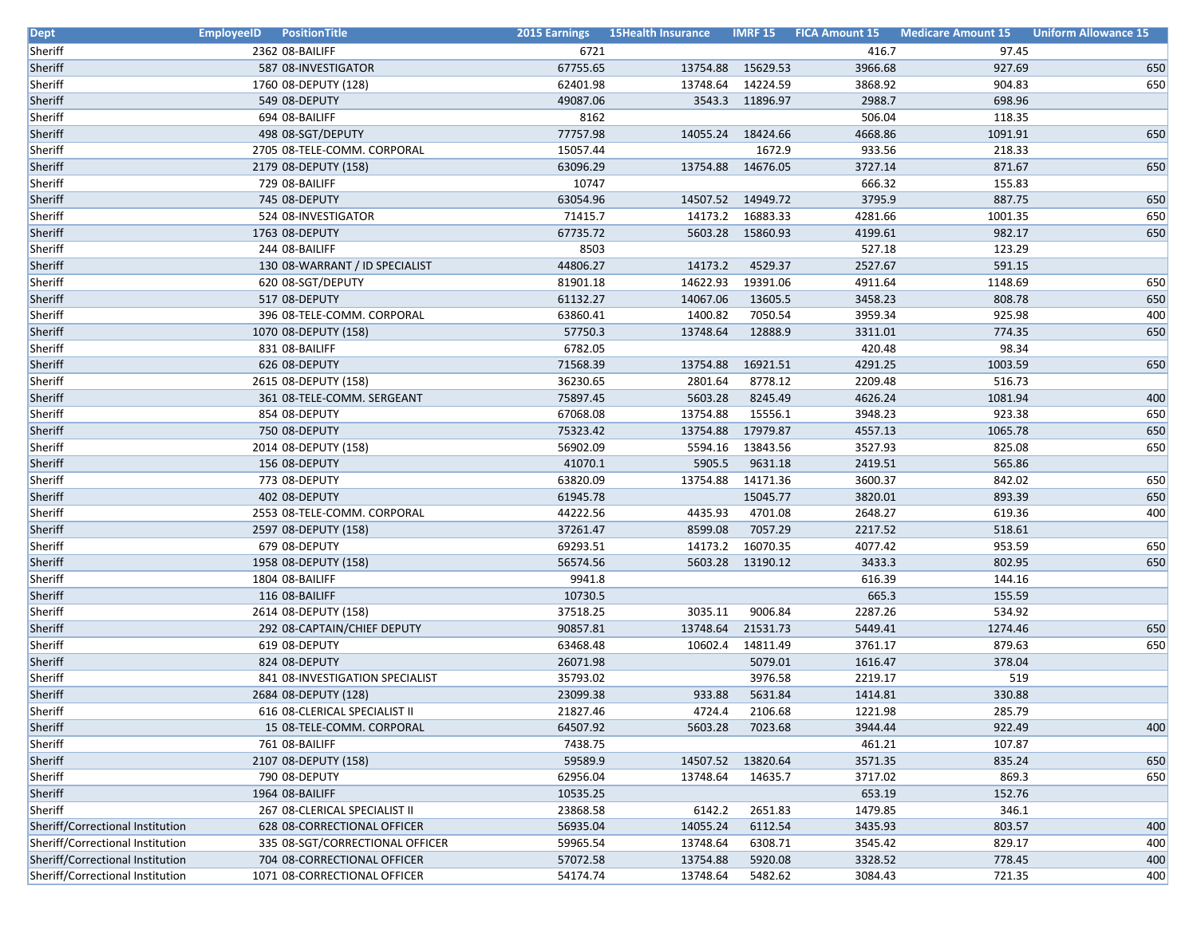| Dept | EmployeeID | PositionTitle | 2015 Earnings | 15Health Insurance | IMRF 15 | FICA Amount 15 | Medicare Amount 15 | Uniform Allowance 15 |
|---|---|---|---|---|---|---|---|---|
| Sheriff | 2362 | 08-BAILIFF | 6721 | | | 416.7 | 97.45 | |
| Sheriff | 587 | 08-INVESTIGATOR | 67755.65 | 13754.88 | 15629.53 | 3966.68 | 927.69 | 650 |
| Sheriff | 1760 | 08-DEPUTY (128) | 62401.98 | 13748.64 | 14224.59 | 3868.92 | 904.83 | 650 |
| Sheriff | 549 | 08-DEPUTY | 49087.06 | 3543.3 | 11896.97 | 2988.7 | 698.96 | |
| Sheriff | 694 | 08-BAILIFF | 8162 | | | 506.04 | 118.35 | |
| Sheriff | 498 | 08-SGT/DEPUTY | 77757.98 | 14055.24 | 18424.66 | 4668.86 | 1091.91 | 650 |
| Sheriff | 2705 | 08-TELE-COMM. CORPORAL | 15057.44 | | 1672.9 | 933.56 | 218.33 | |
| Sheriff | 2179 | 08-DEPUTY (158) | 63096.29 | 13754.88 | 14676.05 | 3727.14 | 871.67 | 650 |
| Sheriff | 729 | 08-BAILIFF | 10747 | | | 666.32 | 155.83 | |
| Sheriff | 745 | 08-DEPUTY | 63054.96 | 14507.52 | 14949.72 | 3795.9 | 887.75 | 650 |
| Sheriff | 524 | 08-INVESTIGATOR | 71415.7 | 14173.2 | 16883.33 | 4281.66 | 1001.35 | 650 |
| Sheriff | 1763 | 08-DEPUTY | 67735.72 | 5603.28 | 15860.93 | 4199.61 | 982.17 | 650 |
| Sheriff | 244 | 08-BAILIFF | 8503 | | | 527.18 | 123.29 | |
| Sheriff | 130 | 08-WARRANT / ID SPECIALIST | 44806.27 | 14173.2 | 4529.37 | 2527.67 | 591.15 | |
| Sheriff | 620 | 08-SGT/DEPUTY | 81901.18 | 14622.93 | 19391.06 | 4911.64 | 1148.69 | 650 |
| Sheriff | 517 | 08-DEPUTY | 61132.27 | 14067.06 | 13605.5 | 3458.23 | 808.78 | 650 |
| Sheriff | 396 | 08-TELE-COMM. CORPORAL | 63860.41 | 1400.82 | 7050.54 | 3959.34 | 925.98 | 400 |
| Sheriff | 1070 | 08-DEPUTY (158) | 57750.3 | 13748.64 | 12888.9 | 3311.01 | 774.35 | 650 |
| Sheriff | 831 | 08-BAILIFF | 6782.05 | | | 420.48 | 98.34 | |
| Sheriff | 626 | 08-DEPUTY | 71568.39 | 13754.88 | 16921.51 | 4291.25 | 1003.59 | 650 |
| Sheriff | 2615 | 08-DEPUTY (158) | 36230.65 | 2801.64 | 8778.12 | 2209.48 | 516.73 | |
| Sheriff | 361 | 08-TELE-COMM. SERGEANT | 75897.45 | 5603.28 | 8245.49 | 4626.24 | 1081.94 | 400 |
| Sheriff | 854 | 08-DEPUTY | 67068.08 | 13754.88 | 15556.1 | 3948.23 | 923.38 | 650 |
| Sheriff | 750 | 08-DEPUTY | 75323.42 | 13754.88 | 17979.87 | 4557.13 | 1065.78 | 650 |
| Sheriff | 2014 | 08-DEPUTY (158) | 56902.09 | 5594.16 | 13843.56 | 3527.93 | 825.08 | 650 |
| Sheriff | 156 | 08-DEPUTY | 41070.1 | 5905.5 | 9631.18 | 2419.51 | 565.86 | |
| Sheriff | 773 | 08-DEPUTY | 63820.09 | 13754.88 | 14171.36 | 3600.37 | 842.02 | 650 |
| Sheriff | 402 | 08-DEPUTY | 61945.78 | | 15045.77 | 3820.01 | 893.39 | 650 |
| Sheriff | 2553 | 08-TELE-COMM. CORPORAL | 44222.56 | 4435.93 | 4701.08 | 2648.27 | 619.36 | 400 |
| Sheriff | 2597 | 08-DEPUTY (158) | 37261.47 | 8599.08 | 7057.29 | 2217.52 | 518.61 | |
| Sheriff | 679 | 08-DEPUTY | 69293.51 | 14173.2 | 16070.35 | 4077.42 | 953.59 | 650 |
| Sheriff | 1958 | 08-DEPUTY (158) | 56574.56 | 5603.28 | 13190.12 | 3433.3 | 802.95 | 650 |
| Sheriff | 1804 | 08-BAILIFF | 9941.8 | | | 616.39 | 144.16 | |
| Sheriff | 116 | 08-BAILIFF | 10730.5 | | | 665.3 | 155.59 | |
| Sheriff | 2614 | 08-DEPUTY (158) | 37518.25 | 3035.11 | 9006.84 | 2287.26 | 534.92 | |
| Sheriff | 292 | 08-CAPTAIN/CHIEF DEPUTY | 90857.81 | 13748.64 | 21531.73 | 5449.41 | 1274.46 | 650 |
| Sheriff | 619 | 08-DEPUTY | 63468.48 | 10602.4 | 14811.49 | 3761.17 | 879.63 | 650 |
| Sheriff | 824 | 08-DEPUTY | 26071.98 | | 5079.01 | 1616.47 | 378.04 | |
| Sheriff | 841 | 08-INVESTIGATION SPECIALIST | 35793.02 | | 3976.58 | 2219.17 | 519 | |
| Sheriff | 2684 | 08-DEPUTY (128) | 23099.38 | 933.88 | 5631.84 | 1414.81 | 330.88 | |
| Sheriff | 616 | 08-CLERICAL SPECIALIST II | 21827.46 | 4724.4 | 2106.68 | 1221.98 | 285.79 | |
| Sheriff | 15 | 08-TELE-COMM. CORPORAL | 64507.92 | 5603.28 | 7023.68 | 3944.44 | 922.49 | 400 |
| Sheriff | 761 | 08-BAILIFF | 7438.75 | | | 461.21 | 107.87 | |
| Sheriff | 2107 | 08-DEPUTY (158) | 59589.9 | 14507.52 | 13820.64 | 3571.35 | 835.24 | 650 |
| Sheriff | 790 | 08-DEPUTY | 62956.04 | 13748.64 | 14635.7 | 3717.02 | 869.3 | 650 |
| Sheriff | 1964 | 08-BAILIFF | 10535.25 | | | 653.19 | 152.76 | |
| Sheriff | 267 | 08-CLERICAL SPECIALIST II | 23868.58 | 6142.2 | 2651.83 | 1479.85 | 346.1 | |
| Sheriff/Correctional Institution | 628 | 08-CORRECTIONAL OFFICER | 56935.04 | 14055.24 | 6112.54 | 3435.93 | 803.57 | 400 |
| Sheriff/Correctional Institution | 335 | 08-SGT/CORRECTIONAL OFFICER | 59965.54 | 13748.64 | 6308.71 | 3545.42 | 829.17 | 400 |
| Sheriff/Correctional Institution | 704 | 08-CORRECTIONAL OFFICER | 57072.58 | 13754.88 | 5920.08 | 3328.52 | 778.45 | 400 |
| Sheriff/Correctional Institution | 1071 | 08-CORRECTIONAL OFFICER | 54174.74 | 13748.64 | 5482.62 | 3084.43 | 721.35 | 400 |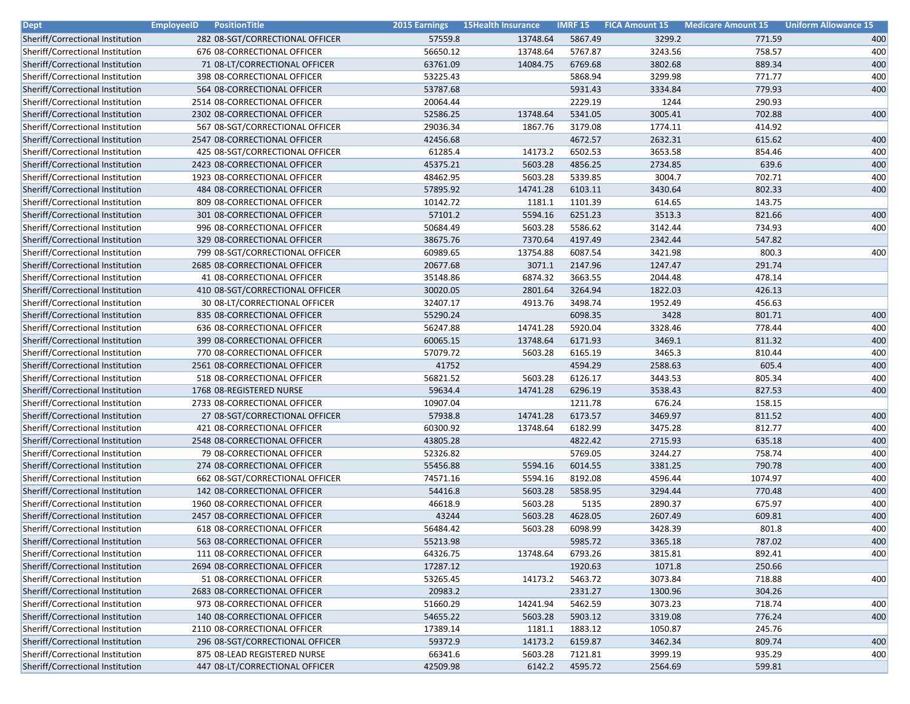| Dept | EmployeeID | PositionTitle | 2015 Earnings | 15Health Insurance | IMRF 15 | FICA Amount 15 | Medicare Amount 15 | Uniform Allowance 15 |
|---|---|---|---|---|---|---|---|---|
| Sheriff/Correctional Institution | 282 | 08-SGT/CORRECTIONAL OFFICER | 57559.8 | 13748.64 | 5867.49 | 3299.2 | 771.59 | 400 |
| Sheriff/Correctional Institution | 676 | 08-CORRECTIONAL OFFICER | 56650.12 | 13748.64 | 5767.87 | 3243.56 | 758.57 | 400 |
| Sheriff/Correctional Institution | 71 | 08-LT/CORRECTIONAL OFFICER | 63761.09 | 14084.75 | 6769.68 | 3802.68 | 889.34 | 400 |
| Sheriff/Correctional Institution | 398 | 08-CORRECTIONAL OFFICER | 53225.43 | | 5868.94 | 3299.98 | 771.77 | 400 |
| Sheriff/Correctional Institution | 564 | 08-CORRECTIONAL OFFICER | 53787.68 | | 5931.43 | 3334.84 | 779.93 | 400 |
| Sheriff/Correctional Institution | 2514 | 08-CORRECTIONAL OFFICER | 20064.44 | | 2229.19 | 1244 | 290.93 | |
| Sheriff/Correctional Institution | 2302 | 08-CORRECTIONAL OFFICER | 52586.25 | 13748.64 | 5341.05 | 3005.41 | 702.88 | 400 |
| Sheriff/Correctional Institution | 567 | 08-SGT/CORRECTIONAL OFFICER | 29036.34 | 1867.76 | 3179.08 | 1774.11 | 414.92 | |
| Sheriff/Correctional Institution | 2547 | 08-CORRECTIONAL OFFICER | 42456.68 | | 4672.57 | 2632.31 | 615.62 | 400 |
| Sheriff/Correctional Institution | 425 | 08-SGT/CORRECTIONAL OFFICER | 61285.4 | 14173.2 | 6502.53 | 3653.58 | 854.46 | 400 |
| Sheriff/Correctional Institution | 2423 | 08-CORRECTIONAL OFFICER | 45375.21 | 5603.28 | 4856.25 | 2734.85 | 639.6 | 400 |
| Sheriff/Correctional Institution | 1923 | 08-CORRECTIONAL OFFICER | 48462.95 | 5603.28 | 5339.85 | 3004.7 | 702.71 | 400 |
| Sheriff/Correctional Institution | 484 | 08-CORRECTIONAL OFFICER | 57895.92 | 14741.28 | 6103.11 | 3430.64 | 802.33 | 400 |
| Sheriff/Correctional Institution | 809 | 08-CORRECTIONAL OFFICER | 10142.72 | 1181.1 | 1101.39 | 614.65 | 143.75 | |
| Sheriff/Correctional Institution | 301 | 08-CORRECTIONAL OFFICER | 57101.2 | 5594.16 | 6251.23 | 3513.3 | 821.66 | 400 |
| Sheriff/Correctional Institution | 996 | 08-CORRECTIONAL OFFICER | 50684.49 | 5603.28 | 5586.62 | 3142.44 | 734.93 | 400 |
| Sheriff/Correctional Institution | 329 | 08-CORRECTIONAL OFFICER | 38675.76 | 7370.64 | 4197.49 | 2342.44 | 547.82 | |
| Sheriff/Correctional Institution | 799 | 08-SGT/CORRECTIONAL OFFICER | 60989.65 | 13754.88 | 6087.54 | 3421.98 | 800.3 | 400 |
| Sheriff/Correctional Institution | 2685 | 08-CORRECTIONAL OFFICER | 20677.68 | 3071.1 | 2147.96 | 1247.47 | 291.74 | |
| Sheriff/Correctional Institution | 41 | 08-CORRECTIONAL OFFICER | 35148.86 | 6874.32 | 3663.55 | 2044.48 | 478.14 | |
| Sheriff/Correctional Institution | 410 | 08-SGT/CORRECTIONAL OFFICER | 30020.05 | 2801.64 | 3264.94 | 1822.03 | 426.13 | |
| Sheriff/Correctional Institution | 30 | 08-LT/CORRECTIONAL OFFICER | 32407.17 | 4913.76 | 3498.74 | 1952.49 | 456.63 | |
| Sheriff/Correctional Institution | 835 | 08-CORRECTIONAL OFFICER | 55290.24 | | 6098.35 | 3428 | 801.71 | 400 |
| Sheriff/Correctional Institution | 636 | 08-CORRECTIONAL OFFICER | 56247.88 | 14741.28 | 5920.04 | 3328.46 | 778.44 | 400 |
| Sheriff/Correctional Institution | 399 | 08-CORRECTIONAL OFFICER | 60065.15 | 13748.64 | 6171.93 | 3469.1 | 811.32 | 400 |
| Sheriff/Correctional Institution | 770 | 08-CORRECTIONAL OFFICER | 57079.72 | 5603.28 | 6165.19 | 3465.3 | 810.44 | 400 |
| Sheriff/Correctional Institution | 2561 | 08-CORRECTIONAL OFFICER | 41752 | | 4594.29 | 2588.63 | 605.4 | 400 |
| Sheriff/Correctional Institution | 518 | 08-CORRECTIONAL OFFICER | 56821.52 | 5603.28 | 6126.17 | 3443.53 | 805.34 | 400 |
| Sheriff/Correctional Institution | 1768 | 08-REGISTERED NURSE | 59634.4 | 14741.28 | 6296.19 | 3538.43 | 827.53 | 400 |
| Sheriff/Correctional Institution | 2733 | 08-CORRECTIONAL OFFICER | 10907.04 | | 1211.78 | 676.24 | 158.15 | |
| Sheriff/Correctional Institution | 27 | 08-SGT/CORRECTIONAL OFFICER | 57938.8 | 14741.28 | 6173.57 | 3469.97 | 811.52 | 400 |
| Sheriff/Correctional Institution | 421 | 08-CORRECTIONAL OFFICER | 60300.92 | 13748.64 | 6182.99 | 3475.28 | 812.77 | 400 |
| Sheriff/Correctional Institution | 2548 | 08-CORRECTIONAL OFFICER | 43805.28 | | 4822.42 | 2715.93 | 635.18 | 400 |
| Sheriff/Correctional Institution | 79 | 08-CORRECTIONAL OFFICER | 52326.82 | | 5769.05 | 3244.27 | 758.74 | 400 |
| Sheriff/Correctional Institution | 274 | 08-CORRECTIONAL OFFICER | 55456.88 | 5594.16 | 6014.55 | 3381.25 | 790.78 | 400 |
| Sheriff/Correctional Institution | 662 | 08-SGT/CORRECTIONAL OFFICER | 74571.16 | 5594.16 | 8192.08 | 4596.44 | 1074.97 | 400 |
| Sheriff/Correctional Institution | 142 | 08-CORRECTIONAL OFFICER | 54416.8 | 5603.28 | 5858.95 | 3294.44 | 770.48 | 400 |
| Sheriff/Correctional Institution | 1960 | 08-CORRECTIONAL OFFICER | 46618.9 | 5603.28 | 5135 | 2890.37 | 675.97 | 400 |
| Sheriff/Correctional Institution | 2457 | 08-CORRECTIONAL OFFICER | 43244 | 5603.28 | 4628.05 | 2607.49 | 609.81 | 400 |
| Sheriff/Correctional Institution | 618 | 08-CORRECTIONAL OFFICER | 56484.42 | 5603.28 | 6098.99 | 3428.39 | 801.8 | 400 |
| Sheriff/Correctional Institution | 563 | 08-CORRECTIONAL OFFICER | 55213.98 | | 5985.72 | 3365.18 | 787.02 | 400 |
| Sheriff/Correctional Institution | 111 | 08-CORRECTIONAL OFFICER | 64326.75 | 13748.64 | 6793.26 | 3815.81 | 892.41 | 400 |
| Sheriff/Correctional Institution | 2694 | 08-CORRECTIONAL OFFICER | 17287.12 | | 1920.63 | 1071.8 | 250.66 | |
| Sheriff/Correctional Institution | 51 | 08-CORRECTIONAL OFFICER | 53265.45 | 14173.2 | 5463.72 | 3073.84 | 718.88 | 400 |
| Sheriff/Correctional Institution | 2683 | 08-CORRECTIONAL OFFICER | 20983.2 | | 2331.27 | 1300.96 | 304.26 | |
| Sheriff/Correctional Institution | 973 | 08-CORRECTIONAL OFFICER | 51660.29 | 14241.94 | 5462.59 | 3073.23 | 718.74 | 400 |
| Sheriff/Correctional Institution | 140 | 08-CORRECTIONAL OFFICER | 54655.22 | 5603.28 | 5903.12 | 3319.08 | 776.24 | 400 |
| Sheriff/Correctional Institution | 2110 | 08-CORRECTIONAL OFFICER | 17389.14 | 1181.1 | 1883.12 | 1050.87 | 245.76 | |
| Sheriff/Correctional Institution | 296 | 08-SGT/CORRECTIONAL OFFICER | 59372.9 | 14173.2 | 6159.87 | 3462.34 | 809.74 | 400 |
| Sheriff/Correctional Institution | 875 | 08-LEAD REGISTERED NURSE | 66341.6 | 5603.28 | 7121.81 | 3999.19 | 935.29 | 400 |
| Sheriff/Correctional Institution | 447 | 08-LT/CORRECTIONAL OFFICER | 42509.98 | 6142.2 | 4595.72 | 2564.69 | 599.81 | |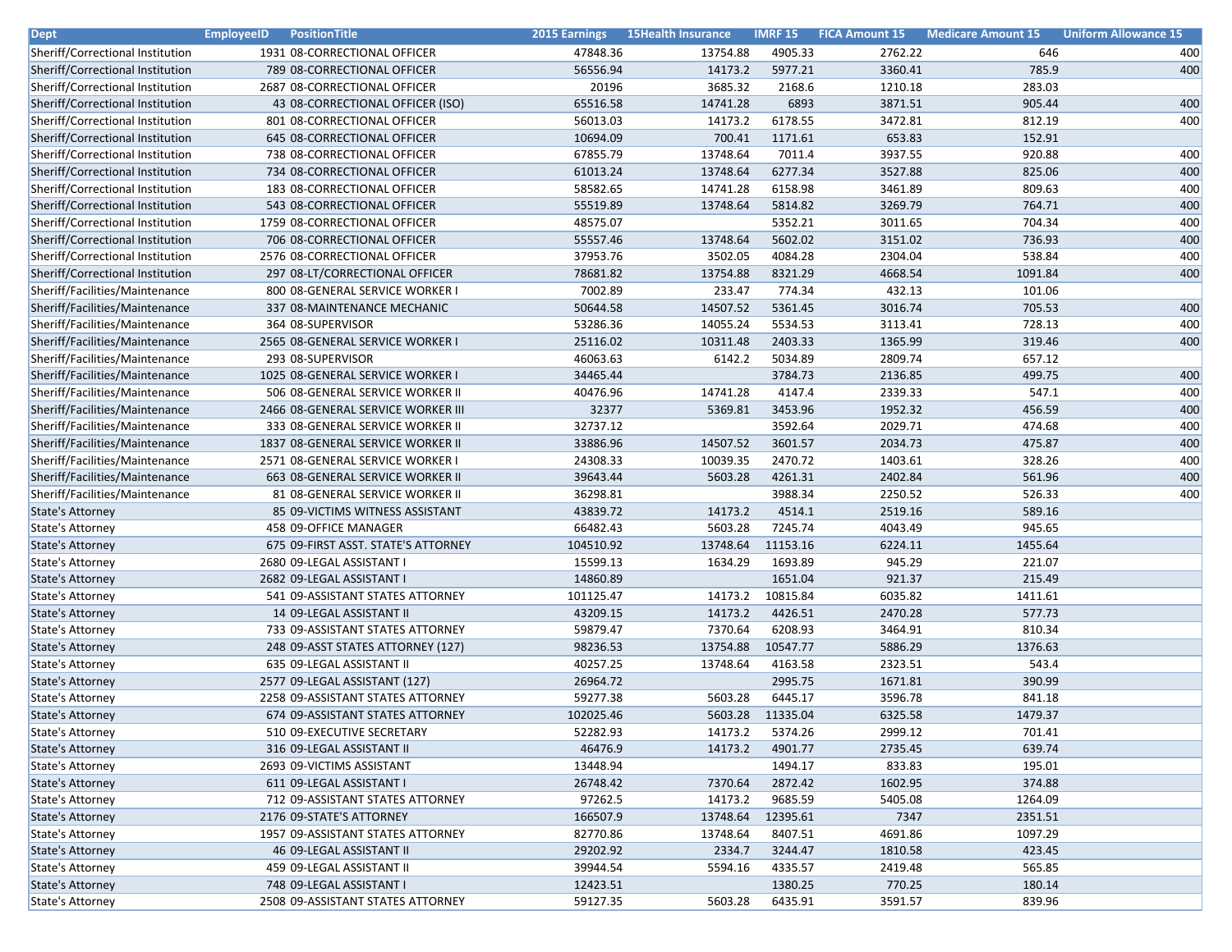| Dept | EmployeeID | PositionTitle | 2015 Earnings | 15Health Insurance | IMRF 15 | FICA Amount 15 | Medicare Amount 15 | Uniform Allowance 15 |
|---|---|---|---|---|---|---|---|---|
| Sheriff/Correctional Institution | 1931 | 08-CORRECTIONAL OFFICER | 47848.36 | 13754.88 | 4905.33 | 2762.22 | 646 | 400 |
| Sheriff/Correctional Institution | 789 | 08-CORRECTIONAL OFFICER | 56556.94 | 14173.2 | 5977.21 | 3360.41 | 785.9 | 400 |
| Sheriff/Correctional Institution | 2687 | 08-CORRECTIONAL OFFICER | 20196 | 3685.32 | 2168.6 | 1210.18 | 283.03 | |
| Sheriff/Correctional Institution | 43 | 08-CORRECTIONAL OFFICER (ISO) | 65516.58 | 14741.28 | 6893 | 3871.51 | 905.44 | 400 |
| Sheriff/Correctional Institution | 801 | 08-CORRECTIONAL OFFICER | 56013.03 | 14173.2 | 6178.55 | 3472.81 | 812.19 | 400 |
| Sheriff/Correctional Institution | 645 | 08-CORRECTIONAL OFFICER | 10694.09 | 700.41 | 1171.61 | 653.83 | 152.91 | |
| Sheriff/Correctional Institution | 738 | 08-CORRECTIONAL OFFICER | 67855.79 | 13748.64 | 7011.4 | 3937.55 | 920.88 | 400 |
| Sheriff/Correctional Institution | 734 | 08-CORRECTIONAL OFFICER | 61013.24 | 13748.64 | 6277.34 | 3527.88 | 825.06 | 400 |
| Sheriff/Correctional Institution | 183 | 08-CORRECTIONAL OFFICER | 58582.65 | 14741.28 | 6158.98 | 3461.89 | 809.63 | 400 |
| Sheriff/Correctional Institution | 543 | 08-CORRECTIONAL OFFICER | 55519.89 | 13748.64 | 5814.82 | 3269.79 | 764.71 | 400 |
| Sheriff/Correctional Institution | 1759 | 08-CORRECTIONAL OFFICER | 48575.07 | | 5352.21 | 3011.65 | 704.34 | 400 |
| Sheriff/Correctional Institution | 706 | 08-CORRECTIONAL OFFICER | 55557.46 | 13748.64 | 5602.02 | 3151.02 | 736.93 | 400 |
| Sheriff/Correctional Institution | 2576 | 08-CORRECTIONAL OFFICER | 37953.76 | 3502.05 | 4084.28 | 2304.04 | 538.84 | 400 |
| Sheriff/Correctional Institution | 297 | 08-LT/CORRECTIONAL OFFICER | 78681.82 | 13754.88 | 8321.29 | 4668.54 | 1091.84 | 400 |
| Sheriff/Facilities/Maintenance | 800 | 08-GENERAL SERVICE WORKER I | 7002.89 | 233.47 | 774.34 | 432.13 | 101.06 | |
| Sheriff/Facilities/Maintenance | 337 | 08-MAINTENANCE MECHANIC | 50644.58 | 14507.52 | 5361.45 | 3016.74 | 705.53 | 400 |
| Sheriff/Facilities/Maintenance | 364 | 08-SUPERVISOR | 53286.36 | 14055.24 | 5534.53 | 3113.41 | 728.13 | 400 |
| Sheriff/Facilities/Maintenance | 2565 | 08-GENERAL SERVICE WORKER I | 25116.02 | 10311.48 | 2403.33 | 1365.99 | 319.46 | 400 |
| Sheriff/Facilities/Maintenance | 293 | 08-SUPERVISOR | 46063.63 | 6142.2 | 5034.89 | 2809.74 | 657.12 | |
| Sheriff/Facilities/Maintenance | 1025 | 08-GENERAL SERVICE WORKER I | 34465.44 | | 3784.73 | 2136.85 | 499.75 | 400 |
| Sheriff/Facilities/Maintenance | 506 | 08-GENERAL SERVICE WORKER II | 40476.96 | 14741.28 | 4147.4 | 2339.33 | 547.1 | 400 |
| Sheriff/Facilities/Maintenance | 2466 | 08-GENERAL SERVICE WORKER III | 32377 | 5369.81 | 3453.96 | 1952.32 | 456.59 | 400 |
| Sheriff/Facilities/Maintenance | 333 | 08-GENERAL SERVICE WORKER II | 32737.12 | | 3592.64 | 2029.71 | 474.68 | 400 |
| Sheriff/Facilities/Maintenance | 1837 | 08-GENERAL SERVICE WORKER II | 33886.96 | 14507.52 | 3601.57 | 2034.73 | 475.87 | 400 |
| Sheriff/Facilities/Maintenance | 2571 | 08-GENERAL SERVICE WORKER I | 24308.33 | 10039.35 | 2470.72 | 1403.61 | 328.26 | 400 |
| Sheriff/Facilities/Maintenance | 663 | 08-GENERAL SERVICE WORKER II | 39643.44 | 5603.28 | 4261.31 | 2402.84 | 561.96 | 400 |
| Sheriff/Facilities/Maintenance | 81 | 08-GENERAL SERVICE WORKER II | 36298.81 | | 3988.34 | 2250.52 | 526.33 | 400 |
| State's Attorney | 85 | 09-VICTIMS WITNESS ASSISTANT | 43839.72 | 14173.2 | 4514.1 | 2519.16 | 589.16 | |
| State's Attorney | 458 | 09-OFFICE MANAGER | 66482.43 | 5603.28 | 7245.74 | 4043.49 | 945.65 | |
| State's Attorney | 675 | 09-FIRST ASST. STATE'S ATTORNEY | 104510.92 | 13748.64 | 11153.16 | 6224.11 | 1455.64 | |
| State's Attorney | 2680 | 09-LEGAL ASSISTANT I | 15599.13 | 1634.29 | 1693.89 | 945.29 | 221.07 | |
| State's Attorney | 2682 | 09-LEGAL ASSISTANT I | 14860.89 | | 1651.04 | 921.37 | 215.49 | |
| State's Attorney | 541 | 09-ASSISTANT STATES ATTORNEY | 101125.47 | 14173.2 | 10815.84 | 6035.82 | 1411.61 | |
| State's Attorney | 14 | 09-LEGAL ASSISTANT II | 43209.15 | 14173.2 | 4426.51 | 2470.28 | 577.73 | |
| State's Attorney | 733 | 09-ASSISTANT STATES ATTORNEY | 59879.47 | 7370.64 | 6208.93 | 3464.91 | 810.34 | |
| State's Attorney | 248 | 09-ASST STATES ATTORNEY (127) | 98236.53 | 13754.88 | 10547.77 | 5886.29 | 1376.63 | |
| State's Attorney | 635 | 09-LEGAL ASSISTANT II | 40257.25 | 13748.64 | 4163.58 | 2323.51 | 543.4 | |
| State's Attorney | 2577 | 09-LEGAL ASSISTANT (127) | 26964.72 | | 2995.75 | 1671.81 | 390.99 | |
| State's Attorney | 2258 | 09-ASSISTANT STATES ATTORNEY | 59277.38 | 5603.28 | 6445.17 | 3596.78 | 841.18 | |
| State's Attorney | 674 | 09-ASSISTANT STATES ATTORNEY | 102025.46 | 5603.28 | 11335.04 | 6325.58 | 1479.37 | |
| State's Attorney | 510 | 09-EXECUTIVE SECRETARY | 52282.93 | 14173.2 | 5374.26 | 2999.12 | 701.41 | |
| State's Attorney | 316 | 09-LEGAL ASSISTANT II | 46476.9 | 14173.2 | 4901.77 | 2735.45 | 639.74 | |
| State's Attorney | 2693 | 09-VICTIMS ASSISTANT | 13448.94 | | 1494.17 | 833.83 | 195.01 | |
| State's Attorney | 611 | 09-LEGAL ASSISTANT I | 26748.42 | 7370.64 | 2872.42 | 1602.95 | 374.88 | |
| State's Attorney | 712 | 09-ASSISTANT STATES ATTORNEY | 97262.5 | 14173.2 | 9685.59 | 5405.08 | 1264.09 | |
| State's Attorney | 2176 | 09-STATE'S ATTORNEY | 166507.9 | 13748.64 | 12395.61 | 7347 | 2351.51 | |
| State's Attorney | 1957 | 09-ASSISTANT STATES ATTORNEY | 82770.86 | 13748.64 | 8407.51 | 4691.86 | 1097.29 | |
| State's Attorney | 46 | 09-LEGAL ASSISTANT II | 29202.92 | 2334.7 | 3244.47 | 1810.58 | 423.45 | |
| State's Attorney | 459 | 09-LEGAL ASSISTANT II | 39944.54 | 5594.16 | 4335.57 | 2419.48 | 565.85 | |
| State's Attorney | 748 | 09-LEGAL ASSISTANT I | 12423.51 | | 1380.25 | 770.25 | 180.14 | |
| State's Attorney | 2508 | 09-ASSISTANT STATES ATTORNEY | 59127.35 | 5603.28 | 6435.91 | 3591.57 | 839.96 | |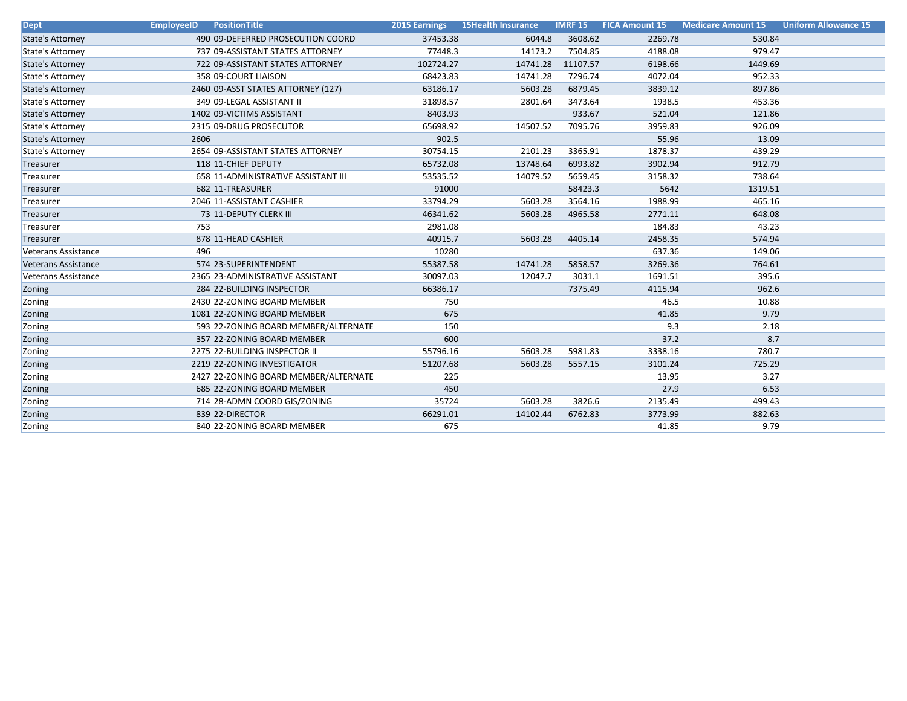| Dept | EmployeeID | PositionTitle | 2015 Earnings | 15Health Insurance | IMRF 15 | FICA Amount 15 | Medicare Amount 15 | Uniform Allowance 15 |
|---|---|---|---|---|---|---|---|---|
| State's Attorney | 490 | 09-DEFERRED PROSECUTION COORD | 37453.38 | 6044.8 | 3608.62 | 2269.78 | 530.84 | |
| State's Attorney | 737 | 09-ASSISTANT STATES ATTORNEY | 77448.3 | 14173.2 | 7504.85 | 4188.08 | 979.47 | |
| State's Attorney | 722 | 09-ASSISTANT STATES ATTORNEY | 102724.27 | 14741.28 | 11107.57 | 6198.66 | 1449.69 | |
| State's Attorney | 358 | 09-COURT LIAISON | 68423.83 | 14741.28 | 7296.74 | 4072.04 | 952.33 | |
| State's Attorney | 2460 | 09-ASST STATES ATTORNEY (127) | 63186.17 | 5603.28 | 6879.45 | 3839.12 | 897.86 | |
| State's Attorney | 349 | 09-LEGAL ASSISTANT II | 31898.57 | 2801.64 | 3473.64 | 1938.5 | 453.36 | |
| State's Attorney | 1402 | 09-VICTIMS ASSISTANT | 8403.93 | | 933.67 | 521.04 | 121.86 | |
| State's Attorney | 2315 | 09-DRUG PROSECUTOR | 65698.92 | 14507.52 | 7095.76 | 3959.83 | 926.09 | |
| State's Attorney | 2606 | | 902.5 | | | 55.96 | 13.09 | |
| State's Attorney | 2654 | 09-ASSISTANT STATES ATTORNEY | 30754.15 | 2101.23 | 3365.91 | 1878.37 | 439.29 | |
| Treasurer | 118 | 11-CHIEF DEPUTY | 65732.08 | 13748.64 | 6993.82 | 3902.94 | 912.79 | |
| Treasurer | 658 | 11-ADMINISTRATIVE ASSISTANT III | 53535.52 | 14079.52 | 5659.45 | 3158.32 | 738.64 | |
| Treasurer | 682 | 11-TREASURER | 91000 | | 58423.3 | 5642 | 1319.51 | |
| Treasurer | 2046 | 11-ASSISTANT CASHIER | 33794.29 | 5603.28 | 3564.16 | 1988.99 | 465.16 | |
| Treasurer | 73 | 11-DEPUTY CLERK III | 46341.62 | 5603.28 | 4965.58 | 2771.11 | 648.08 | |
| Treasurer | 753 | | 2981.08 | | | 184.83 | 43.23 | |
| Treasurer | 878 | 11-HEAD CASHIER | 40915.7 | 5603.28 | 4405.14 | 2458.35 | 574.94 | |
| Veterans Assistance | 496 | | 10280 | | | 637.36 | 149.06 | |
| Veterans Assistance | 574 | 23-SUPERINTENDENT | 55387.58 | 14741.28 | 5858.57 | 3269.36 | 764.61 | |
| Veterans Assistance | 2365 | 23-ADMINISTRATIVE ASSISTANT | 30097.03 | 12047.7 | 3031.1 | 1691.51 | 395.6 | |
| Zoning | 284 | 22-BUILDING INSPECTOR | 66386.17 | | 7375.49 | 4115.94 | 962.6 | |
| Zoning | 2430 | 22-ZONING BOARD MEMBER | 750 | | | 46.5 | 10.88 | |
| Zoning | 1081 | 22-ZONING BOARD MEMBER | 675 | | | 41.85 | 9.79 | |
| Zoning | 593 | 22-ZONING BOARD MEMBER/ALTERNATE | 150 | | | 9.3 | 2.18 | |
| Zoning | 357 | 22-ZONING BOARD MEMBER | 600 | | | 37.2 | 8.7 | |
| Zoning | 2275 | 22-BUILDING INSPECTOR II | 55796.16 | 5603.28 | 5981.83 | 3338.16 | 780.7 | |
| Zoning | 2219 | 22-ZONING INVESTIGATOR | 51207.68 | 5603.28 | 5557.15 | 3101.24 | 725.29 | |
| Zoning | 2427 | 22-ZONING BOARD MEMBER/ALTERNATE | 225 | | | 13.95 | 3.27 | |
| Zoning | 685 | 22-ZONING BOARD MEMBER | 450 | | | 27.9 | 6.53 | |
| Zoning | 714 | 28-ADMN COORD GIS/ZONING | 35724 | 5603.28 | 3826.6 | 2135.49 | 499.43 | |
| Zoning | 839 | 22-DIRECTOR | 66291.01 | 14102.44 | 6762.83 | 3773.99 | 882.63 | |
| Zoning | 840 | 22-ZONING BOARD MEMBER | 675 | | | 41.85 | 9.79 | |